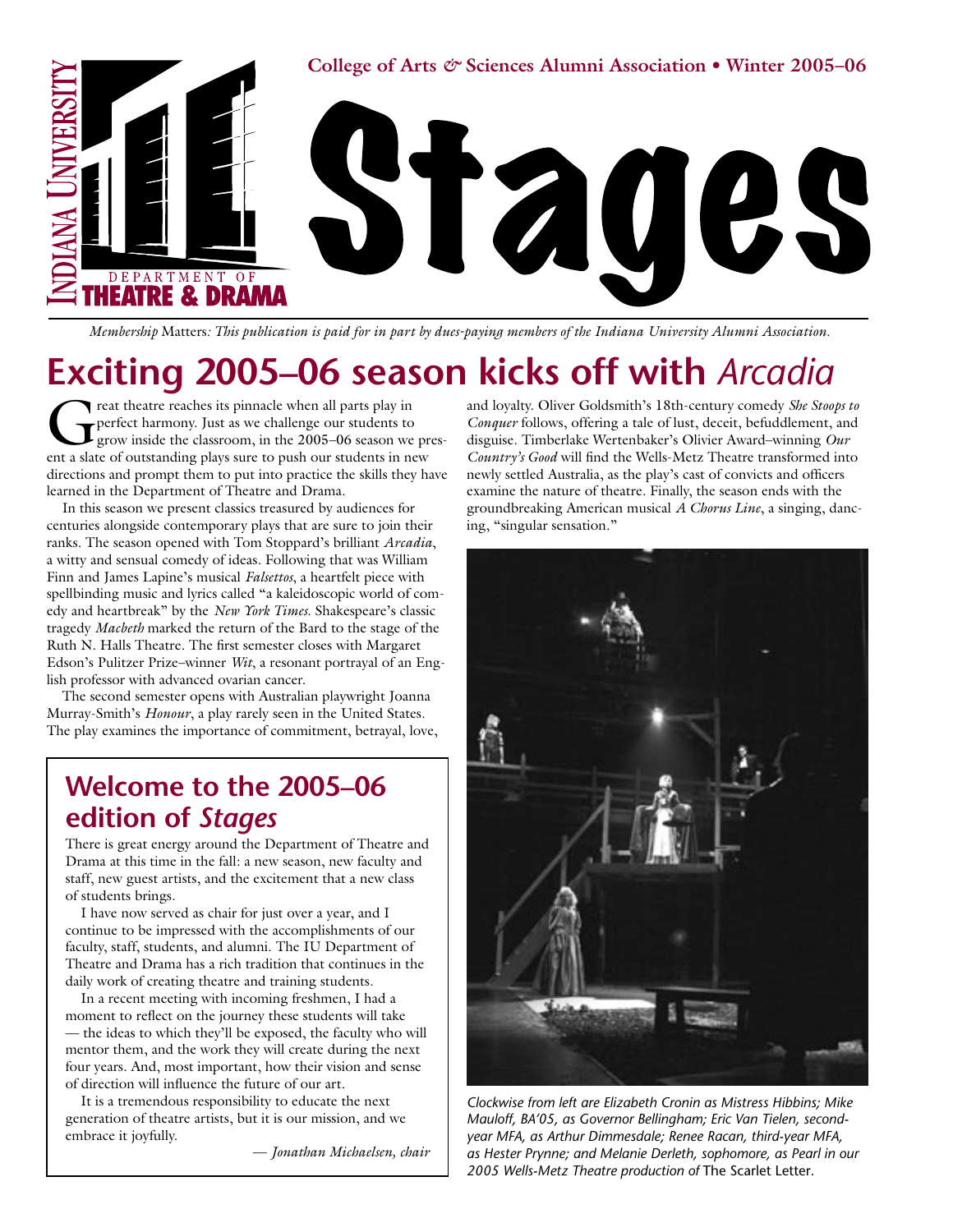Indiana University Department of Theatre & Drama

College of Arts & Sciences Alumni Association • Winter 2005–06

# Stages

*Membership Matters: This publication is paid for in part by dues-paying members of the Indiana University Alumni Association.*

## Exciting 2005–06 season kicks off with *Arcadia*

Great theatre reaches its pinnacle when all parts play in perfect harmony. Just as we challenge our students to grow inside the classroom, in the 2005–06 season we present a slate of outstanding plays sure to push our students in new directions and prompt them to put into practice the skills they have learned in the Department of Theatre and Drama.

In this season we present classics treasured by audiences for centuries alongside contemporary plays that are sure to join their ranks. The season opened with Tom Stoppard's brilliant *Arcadia*, a witty and sensual comedy of ideas. Following that was William Finn and James Lapine's musical *Falsettos*, a heartfelt piece with spellbinding music and lyrics called "a kaleidoscopic world of comedy and heartbreak" by the *New York Times*. Shakespeare's classic tragedy *Macbeth* marked the return of the Bard to the stage of the Ruth N. Halls Theatre. The first semester closes with Margaret Edson's Pulitzer Prize–winner *Wit*, a resonant portrayal of an English professor with advanced ovarian cancer.

The second semester opens with Australian playwright Joanna Murray-Smith's *Honour*, a play rarely seen in the United States. The play examines the importance of commitment, betrayal, love, and loyalty. Oliver Goldsmith's 18th-century comedy *She Stoops to Conquer* follows, offering a tale of lust, deceit, befuddlement, and disguise. Timberlake Wertenbaker's Olivier Award–winning *Our Country's Good* will find the Wells-Metz Theatre transformed into newly settled Australia, as the play's cast of convicts and officers examine the nature of theatre. Finally, the season ends with the groundbreaking American musical *A Chorus Line*, a singing, dancing, "singular sensation."

*Clockwise from left are Elizabeth Cronin as Mistress Hibbins; Mike Mauloff, BA'05, as Governor Bellingham; Eric Van Tielen, second-year MFA, as Arthur Dimmesdale; Renee Racan, third-year MFA, as Hester Prynne; and Melanie Derleth, sophomore, as Pearl in our 2005 Wells-Metz Theatre production of* The Scarlet Letter.

## Welcome to the 2005–06 edition of *Stages*

There is great energy around the Department of Theatre and Drama at this time in the fall: a new season, new faculty and staff, new guest artists, and the excitement that a new class of students brings.

I have now served as chair for just over a year, and I continue to be impressed with the accomplishments of our faculty, staff, students, and alumni. The IU Department of Theatre and Drama has a rich tradition that continues in the daily work of creating theatre and training students.

In a recent meeting with incoming freshmen, I had a moment to reflect on the journey these students will take — the ideas to which they'll be exposed, the faculty who will mentor them, and the work they will create during the next four years. And, most important, how their vision and sense of direction will influence the future of our art.

It is a tremendous responsibility to educate the next generation of theatre artists, but it is our mission, and we embrace it joyfully.

*— Jonathan Michaelsen, chair*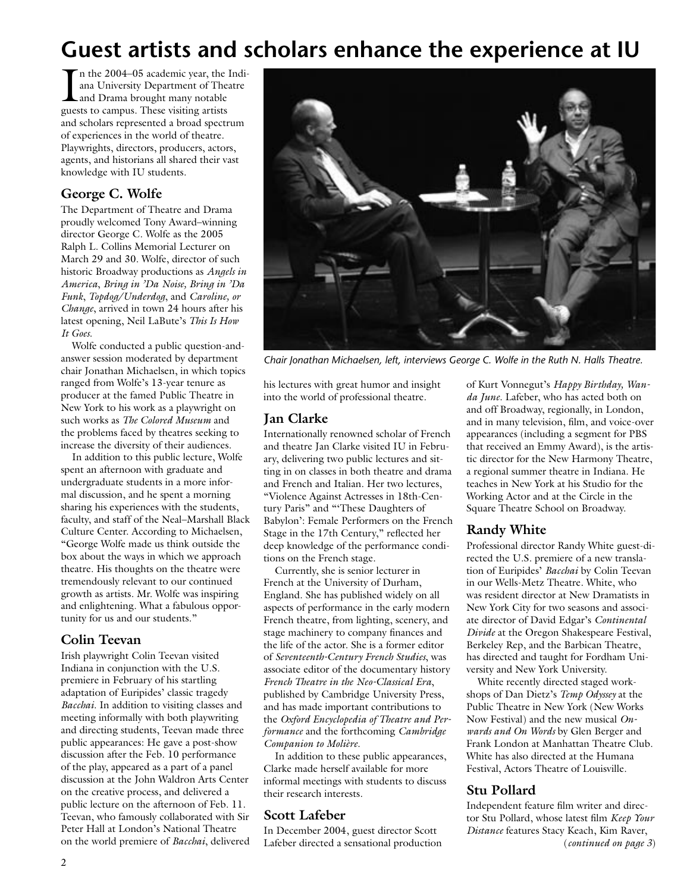# Guest artists and scholars enhance the experience at IU

In the 2004–05 academic year, the Indiana University Department of Theatre and Drama brought many notable guests to campus. These visiting artists and scholars represented a broad spectrum of experiences in the world of theatre. Playwrights, directors, producers, actors, agents, and historians all shared their vast knowledge with IU students.

## George C. Wolfe

The Department of Theatre and Drama proudly welcomed Tony Award–winning director George C. Wolfe as the 2005 Ralph L. Collins Memorial Lecturer on March 29 and 30. Wolfe, director of such historic Broadway productions as *Angels in America*, *Bring in 'Da Noise, Bring in 'Da Funk*, *Topdog/Underdog*, and *Caroline, or Change*, arrived in town 24 hours after his latest opening, Neil LaBute's *This Is How It Goes*.

Wolfe conducted a public question-and-answer session moderated by department chair Jonathan Michaelsen, in which topics ranged from Wolfe's 13-year tenure as producer at the famed Public Theatre in New York to his work as a playwright on such works as *The Colored Museum* and the problems faced by theatres seeking to increase the diversity of their audiences.

In addition to this public lecture, Wolfe spent an afternoon with graduate and undergraduate students in a more informal discussion, and he spent a morning sharing his experiences with the students, faculty, and staff of the Neal–Marshall Black Culture Center. According to Michaelsen, "George Wolfe made us think outside the box about the ways in which we approach theatre. His thoughts on the theatre were tremendously relevant to our continued growth as artists. Mr. Wolfe was inspiring and enlightening. What a fabulous opportunity for us and our students."

*Chair Jonathan Michaelsen, left, interviews George C. Wolfe in the Ruth N. Halls Theatre.*

## Colin Teevan

Irish playwright Colin Teevan visited Indiana in conjunction with the U.S. premiere in February of his startling adaptation of Euripides' classic tragedy *Bacchai*. In addition to visiting classes and meeting informally with both playwriting and directing students, Teevan made three public appearances: He gave a post-show discussion after the Feb. 10 performance of the play, appeared as a part of a panel discussion at the John Waldron Arts Center on the creative process, and delivered a public lecture on the afternoon of Feb. 11. Teevan, who famously collaborated with Sir Peter Hall at London's National Theatre on the world premiere of *Bacchai*, delivered his lectures with great humor and insight into the world of professional theatre.

## Jan Clarke

Internationally renowned scholar of French and theatre Jan Clarke visited IU in February, delivering two public lectures and sitting in on classes in both theatre and drama and French and Italian. Her two lectures, "Violence Against Actresses in 18th-Century Paris" and "'These Daughters of Babylon': Female Performers on the French Stage in the 17th Century," reflected her deep knowledge of the performance conditions on the French stage.

Currently, she is senior lecturer in French at the University of Durham, England. She has published widely on all aspects of performance in the early modern French theatre, from lighting, scenery, and stage machinery to company finances and the life of the actor. She is a former editor of *Seventeenth-Century French Studies*, was associate editor of the documentary history *French Theatre in the Neo-Classical Era*, published by Cambridge University Press, and has made important contributions to the *Oxford Encyclopedia of Theatre and Performance* and the forthcoming *Cambridge Companion to Molière*.

In addition to these public appearances, Clarke made herself available for more informal meetings with students to discuss their research interests.

## Scott Lafeber

In December 2004, guest director Scott Lafeber directed a sensational production of Kurt Vonnegut's *Happy Birthday, Wanda June*. Lafeber, who has acted both on and off Broadway, regionally, in London, and in many television, film, and voice-over appearances (including a segment for PBS that received an Emmy Award), is the artistic director for the New Harmony Theatre, a regional summer theatre in Indiana. He teaches in New York at his Studio for the Working Actor and at the Circle in the Square Theatre School on Broadway.

## Randy White

Professional director Randy White guest-directed the U.S. premiere of a new translation of Euripides' *Bacchai* by Colin Teevan in our Wells-Metz Theatre. White, who was resident director at New Dramatists in New York City for two seasons and associate director of David Edgar's *Continental Divide* at the Oregon Shakespeare Festival, Berkeley Rep, and the Barbican Theatre, has directed and taught for Fordham University and New York University.

White recently directed staged workshops of Dan Dietz's *Temp Odyssey* at the Public Theatre in New York (New Works Now Festival) and the new musical *Onwards and On Words* by Glen Berger and Frank London at Manhattan Theatre Club. White has also directed at the Humana Festival, Actors Theatre of Louisville.

## Stu Pollard

Independent feature film writer and director Stu Pollard, whose latest film *Keep Your Distance* features Stacy Keach, Kim Raver,

(*continued on page 3*)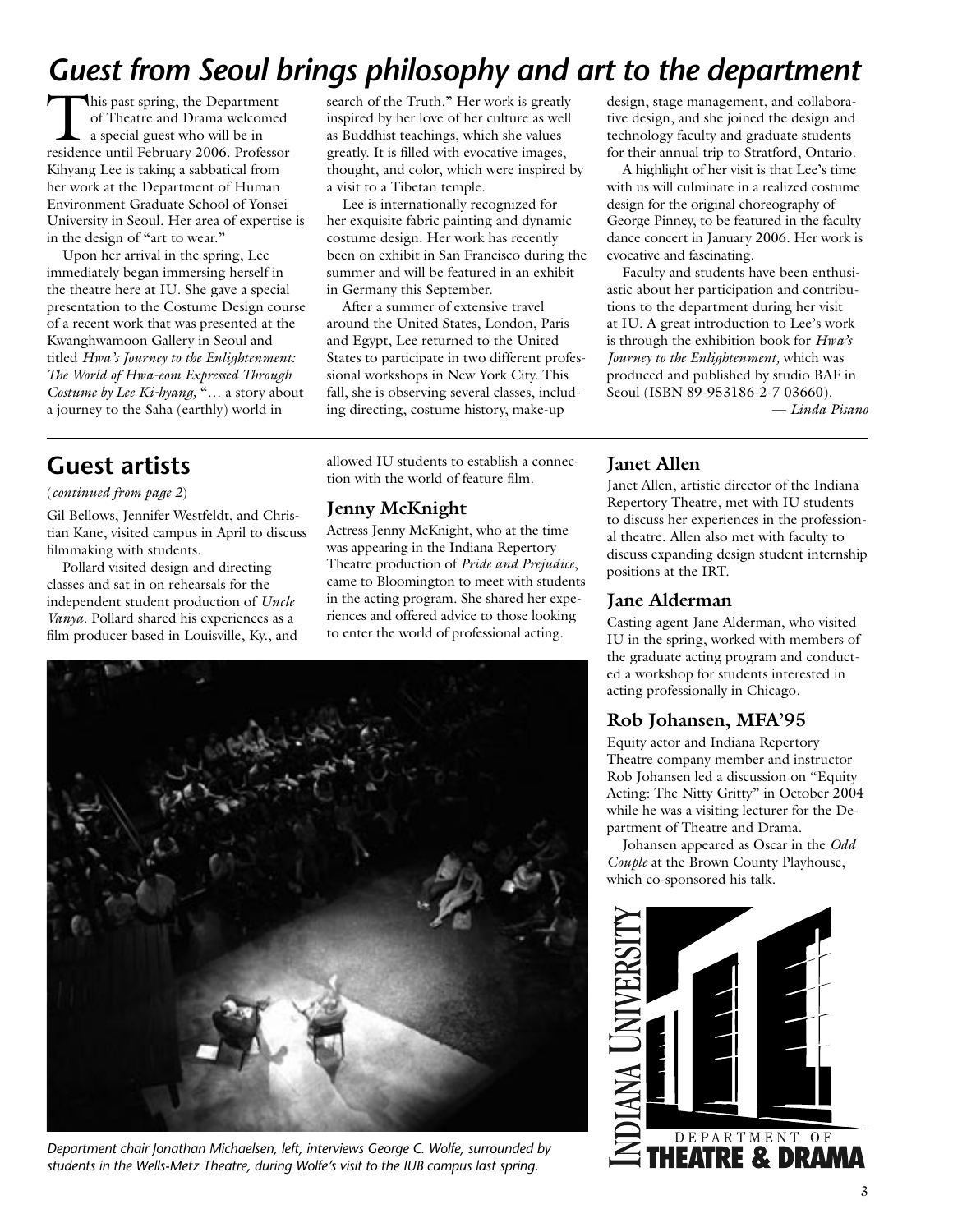# *Guest from Seoul brings philosophy and art to the department*

This past spring, the Department of Theatre and Drama welcomed a special guest who will be in residence until February 2006. Professor Kihyang Lee is taking a sabbatical from her work at the Department of Human Environment Graduate School of Yonsei University in Seoul. Her area of expertise is in the design of "art to wear."

Upon her arrival in the spring, Lee immediately began immersing herself in the theatre here at IU. She gave a special presentation to the Costume Design course of a recent work that was presented at the Kwanghwamoon Gallery in Seoul and titled *Hwa's Journey to the Enlightenment: The World of Hwa-eom Expressed Through Costume by Lee Ki-hyang,* "… a story about a journey to the Saha (earthly) world in search of the Truth." Her work is greatly inspired by her love of her culture as well as Buddhist teachings, which she values greatly. It is filled with evocative images, thought, and color, which were inspired by a visit to a Tibetan temple.

Lee is internationally recognized for her exquisite fabric painting and dynamic costume design. Her work has recently been on exhibit in San Francisco during the summer and will be featured in an exhibit in Germany this September.

After a summer of extensive travel around the United States, London, Paris and Egypt, Lee returned to the United States to participate in two different professional workshops in New York City. This fall, she is observing several classes, including directing, costume history, make-up design, stage management, and collaborative design, and she joined the design and technology faculty and graduate students for their annual trip to Stratford, Ontario.

A highlight of her visit is that Lee's time with us will culminate in a realized costume design for the original choreography of George Pinney, to be featured in the faculty dance concert in January 2006. Her work is evocative and fascinating.

Faculty and students have been enthusiastic about her participation and contributions to the department during her visit at IU. A great introduction to Lee's work is through the exhibition book for *Hwa's Journey to the Enlightenment,* which was produced and published by studio BAF in Seoul (ISBN 89-953186-2-7 03660).

*— Linda Pisano*

## Guest artists

(*continued from page 2*)

Gil Bellows, Jennifer Westfeldt, and Christian Kane, visited campus in April to discuss filmmaking with students.

Pollard visited design and directing classes and sat in on rehearsals for the independent student production of *Uncle Vanya*. Pollard shared his experiences as a film producer based in Louisville, Ky., and allowed IU students to establish a connection with the world of feature film.

### Jenny McKnight

Actress Jenny McKnight, who at the time was appearing in the Indiana Repertory Theatre production of *Pride and Prejudice*, came to Bloomington to meet with students in the acting program. She shared her experiences and offered advice to those looking to enter the world of professional acting.

*Department chair Jonathan Michaelsen, left, interviews George C. Wolfe, surrounded by students in the Wells-Metz Theatre, during Wolfe's visit to the IUB campus last spring.*

### Janet Allen

Janet Allen, artistic director of the Indiana Repertory Theatre, met with IU students to discuss her experiences in the professional theatre. Allen also met with faculty to discuss expanding design student internship positions at the IRT.

### Jane Alderman

Casting agent Jane Alderman, who visited IU in the spring, worked with members of the graduate acting program and conducted a workshop for students interested in acting professionally in Chicago.

### Rob Johansen, MFA'95

Equity actor and Indiana Repertory Theatre company member and instructor Rob Johansen led a discussion on "Equity Acting: The Nitty Gritty" in October 2004 while he was a visiting lecturer for the Department of Theatre and Drama.

Johansen appeared as Oscar in the *Odd Couple* at the Brown County Playhouse, which co-sponsored his talk.

Indiana University Department of Theatre & Drama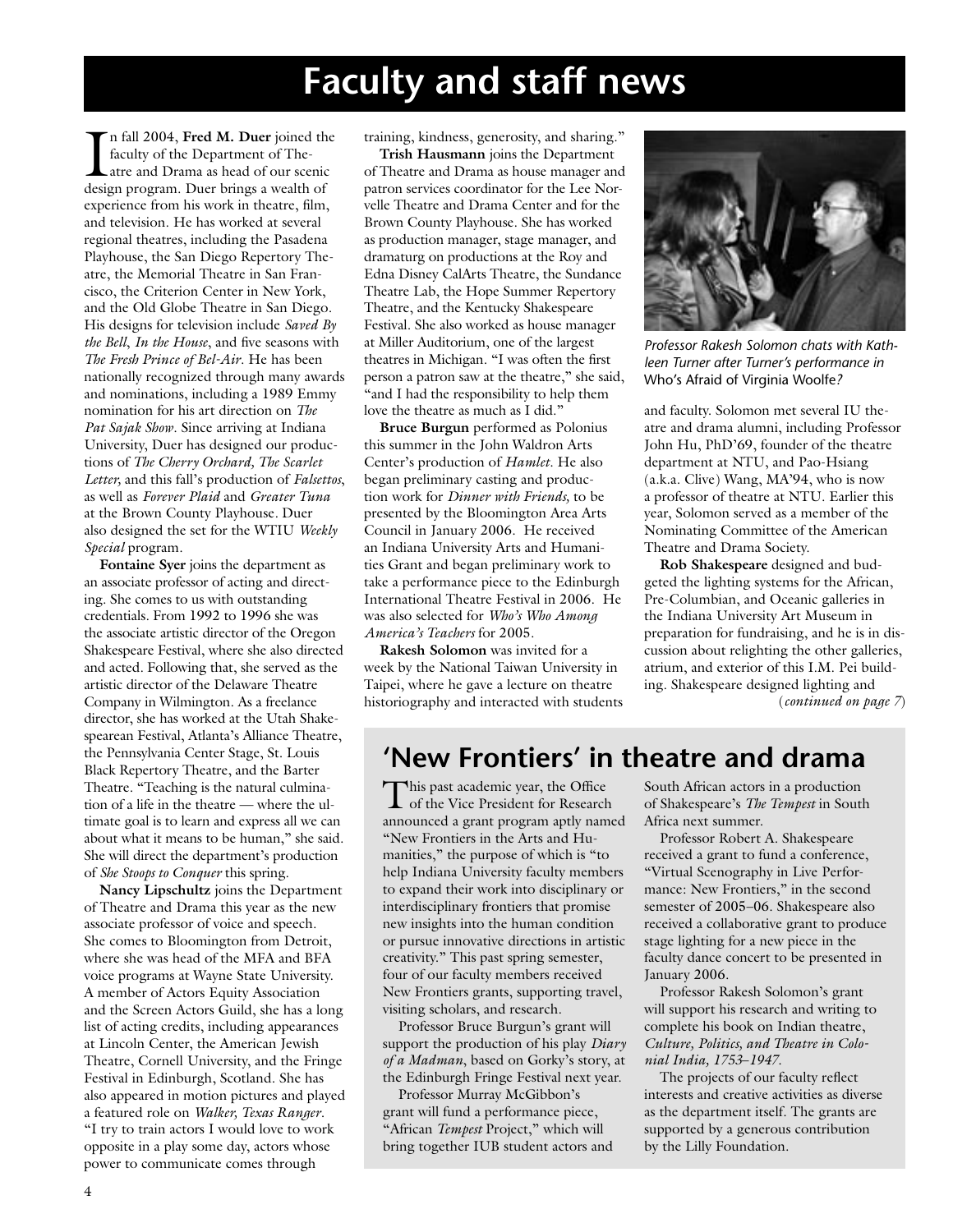# Faculty and staff news

In fall 2004, **Fred M. Duer** joined the faculty of the Department of Theatre and Drama as head of our scenic design program. Duer brings a wealth of experience from his work in theatre, film, and television. He has worked at several regional theatres, including the Pasadena Playhouse, the San Diego Repertory Theatre, the Memorial Theatre in San Francisco, the Criterion Center in New York, and the Old Globe Theatre in San Diego. His designs for television include *Saved By the Bell*, *In the House*, and five seasons with *The Fresh Prince of Bel-Air*. He has been nationally recognized through many awards and nominations, including a 1989 Emmy nomination for his art direction on *The Pat Sajak Show*. Since arriving at Indiana University, Duer has designed our productions of *The Cherry Orchard, The Scarlet Letter,* and this fall's production of *Falsettos*, as well as *Forever Plaid* and *Greater Tuna* at the Brown County Playhouse. Duer also designed the set for the WTIU *Weekly Special* program.

**Fontaine Syer** joins the department as an associate professor of acting and directing. She comes to us with outstanding credentials. From 1992 to 1996 she was the associate artistic director of the Oregon Shakespeare Festival, where she also directed and acted. Following that, she served as the artistic director of the Delaware Theatre Company in Wilmington. As a freelance director, she has worked at the Utah Shakespearean Festival, Atlanta's Alliance Theatre, the Pennsylvania Center Stage, St. Louis Black Repertory Theatre, and the Barter Theatre. "Teaching is the natural culmination of a life in the theatre — where the ultimate goal is to learn and express all we can about what it means to be human," she said. She will direct the department's production of *She Stoops to Conquer* this spring.

**Nancy Lipschultz** joins the Department of Theatre and Drama this year as the new associate professor of voice and speech. She comes to Bloomington from Detroit, where she was head of the MFA and BFA voice programs at Wayne State University. A member of Actors Equity Association and the Screen Actors Guild, she has a long list of acting credits, including appearances at Lincoln Center, the American Jewish Theatre, Cornell University, and the Fringe Festival in Edinburgh, Scotland. She has also appeared in motion pictures and played a featured role on *Walker, Texas Ranger*. "I try to train actors I would love to work opposite in a play some day, actors whose power to communicate comes through training, kindness, generosity, and sharing."

**Trish Hausmann** joins the Department of Theatre and Drama as house manager and patron services coordinator for the Lee Norvelle Theatre and Drama Center and for the Brown County Playhouse. She has worked as production manager, stage manager, and dramaturg on productions at the Roy and Edna Disney CalArts Theatre, the Sundance Theatre Lab, the Hope Summer Repertory Theatre, and the Kentucky Shakespeare Festival. She also worked as house manager at Miller Auditorium, one of the largest theatres in Michigan. "I was often the first person a patron saw at the theatre," she said, "and I had the responsibility to help them love the theatre as much as I did."

**Bruce Burgun** performed as Polonius this summer in the John Waldron Arts Center's production of *Hamlet*. He also began preliminary casting and production work for *Dinner with Friends,* to be presented by the Bloomington Area Arts Council in January 2006. He received an Indiana University Arts and Humanities Grant and began preliminary work to take a performance piece to the Edinburgh International Theatre Festival in 2006. He was also selected for *Who's Who Among America's Teachers* for 2005.

**Rakesh Solomon** was invited for a week by the National Taiwan University in Taipei, where he gave a lecture on theatre historiography and interacted with students and faculty. Solomon met several IU theatre and drama alumni, including Professor John Hu, PhD'69, founder of the theatre department at NTU, and Pao-Hsiang (a.k.a. Clive) Wang, MA'94, who is now a professor of theatre at NTU. Earlier this year, Solomon served as a member of the Nominating Committee of the American Theatre and Drama Society.

*Professor Rakesh Solomon chats with Kathleen Turner after Turner's performance in* Who's Afraid of Virginia Woolfe?

**Rob Shakespeare** designed and budgeted the lighting systems for the African, Pre-Columbian, and Oceanic galleries in the Indiana University Art Museum in preparation for fundraising, and he is in discussion about relighting the other galleries, atrium, and exterior of this I.M. Pei building. Shakespeare designed lighting and (*continued on page 7*)

## 'New Frontiers' in theatre and drama

This past academic year, the Office of the Vice President for Research announced a grant program aptly named "New Frontiers in the Arts and Humanities," the purpose of which is "to help Indiana University faculty members to expand their work into disciplinary or interdisciplinary frontiers that promise new insights into the human condition or pursue innovative directions in artistic creativity." This past spring semester, four of our faculty members received New Frontiers grants, supporting travel, visiting scholars, and research.

Professor Bruce Burgun's grant will support the production of his play *Diary of a Madman*, based on Gorky's story, at the Edinburgh Fringe Festival next year.

Professor Murray McGibbon's grant will fund a performance piece, "African *Tempest* Project," which will bring together IUB student actors and South African actors in a production of Shakespeare's *The Tempest* in South Africa next summer.

Professor Robert A. Shakespeare received a grant to fund a conference, "Virtual Scenography in Live Performance: New Frontiers," in the second semester of 2005–06. Shakespeare also received a collaborative grant to produce stage lighting for a new piece in the faculty dance concert to be presented in January 2006.

Professor Rakesh Solomon's grant will support his research and writing to complete his book on Indian theatre, *Culture, Politics, and Theatre in Colonial India, 1753–1947*.

The projects of our faculty reflect interests and creative activities as diverse as the department itself. The grants are supported by a generous contribution by the Lilly Foundation.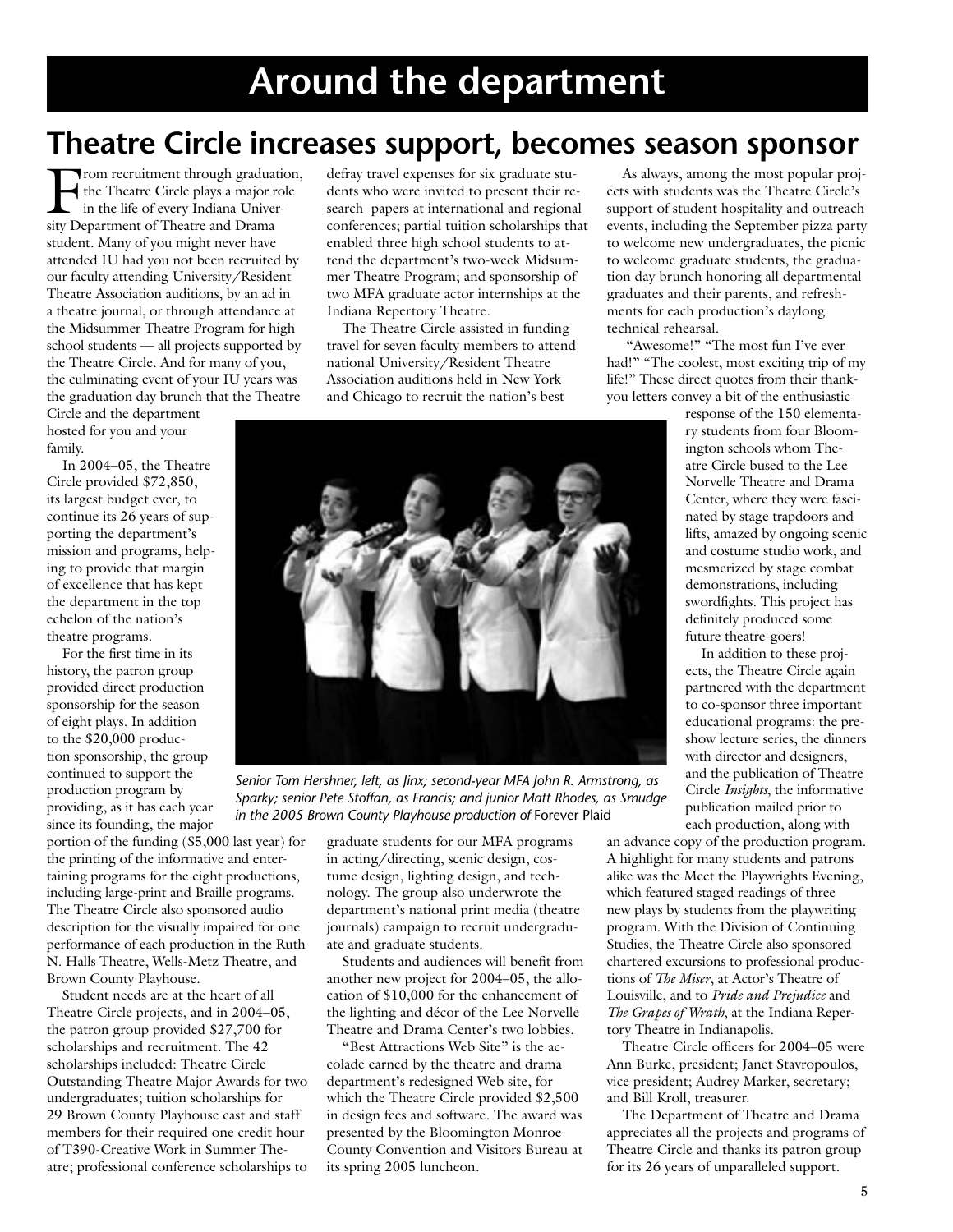# Around the department

## Theatre Circle increases support, becomes season sponsor

From recruitment through graduation, the Theatre Circle plays a major role in the life of every Indiana University Department of Theatre and Drama student. Many of you might never have attended IU had you not been recruited by our faculty attending University/Resident Theatre Association auditions, by an ad in a theatre journal, or through attendance at the Midsummer Theatre Program for high school students — all projects supported by the Theatre Circle. And for many of you, the culminating event of your IU years was the graduation day brunch that the Theatre Circle and the department hosted for you and your family.

In 2004–05, the Theatre Circle provided $72,850, its largest budget ever, to continue its 26 years of supporting the department's mission and programs, helping to provide that margin of excellence that has kept the department in the top echelon of the nation's theatre programs.

For the first time in its history, the patron group provided direct production sponsorship for the season of eight plays. In addition to the $20,000 production sponsorship, the group continued to support the production program by providing, as it has each year since its founding, the major portion of the funding ($5,000 last year) for the printing of the informative and entertaining programs for the eight productions, including large-print and Braille programs. The Theatre Circle also sponsored audio description for the visually impaired for one performance of each production in the Ruth N. Halls Theatre, Wells-Metz Theatre, and Brown County Playhouse.

Student needs are at the heart of all Theatre Circle projects, and in 2004–05, the patron group provided $27,700 for scholarships and recruitment. The 42 scholarships included: Theatre Circle Outstanding Theatre Major Awards for two undergraduates; tuition scholarships for 29 Brown County Playhouse cast and staff members for their required one credit hour of T390-Creative Work in Summer Theatre; professional conference scholarships to defray travel expenses for six graduate students who were invited to present their research papers at international and regional conferences; partial tuition scholarships that enabled three high school students to attend the department's two-week Midsummer Theatre Program; and sponsorship of two MFA graduate actor internships at the Indiana Repertory Theatre.

The Theatre Circle assisted in funding travel for seven faculty members to attend national University/Resident Theatre Association auditions held in New York and Chicago to recruit the nation's best graduate students for our MFA programs in acting/directing, scenic design, costume design, lighting design, and technology. The group also underwrote the department's national print media (theatre journals) campaign to recruit undergraduate and graduate students.

*Senior Tom Hershner, left, as Jinx; second-year MFA John R. Armstrong, as Sparky; senior Pete Stoffan, as Francis; and junior Matt Rhodes, as Smudge in the 2005 Brown County Playhouse production of* Forever Plaid

Students and audiences will benefit from another new project for 2004–05, the allocation of $10,000 for the enhancement of the lighting and décor of the Lee Norvelle Theatre and Drama Center's two lobbies.

"Best Attractions Web Site" is the accolade earned by the theatre and drama department's redesigned Web site, for which the Theatre Circle provided $2,500 in design fees and software. The award was presented by the Bloomington Monroe County Convention and Visitors Bureau at its spring 2005 luncheon.

As always, among the most popular projects with students was the Theatre Circle's support of student hospitality and outreach events, including the September pizza party to welcome new undergraduates, the picnic to welcome graduate students, the graduation day brunch honoring all departmental graduates and their parents, and refreshments for each production's daylong technical rehearsal.

"Awesome!" "The most fun I've ever had!" "The coolest, most exciting trip of my life!" These direct quotes from their thank-you letters convey a bit of the enthusiastic response of the 150 elementary students from four Bloomington schools whom Theatre Circle bused to the Lee Norvelle Theatre and Drama Center, where they were fascinated by stage trapdoors and lifts, amazed by ongoing scenic and costume studio work, and mesmerized by stage combat demonstrations, including swordfights. This project has definitely produced some future theatre-goers!

In addition to these projects, the Theatre Circle again partnered with the department to co-sponsor three important educational programs: the pre-show lecture series, the dinners with director and designers, and the publication of Theatre Circle *Insights*, the informative publication mailed prior to each production, along with an advance copy of the production program. A highlight for many students and patrons alike was the Meet the Playwrights Evening, which featured staged readings of three new plays by students from the playwriting program. With the Division of Continuing Studies, the Theatre Circle also sponsored chartered excursions to professional productions of *The Miser*, at Actor's Theatre of Louisville, and to *Pride and Prejudice* and *The Grapes of Wrath*, at the Indiana Repertory Theatre in Indianapolis.

Theatre Circle officers for 2004–05 were Ann Burke, president; Janet Stavropoulos, vice president; Audrey Marker, secretary; and Bill Kroll, treasurer.

The Department of Theatre and Drama appreciates all the projects and programs of Theatre Circle and thanks its patron group for its 26 years of unparalleled support.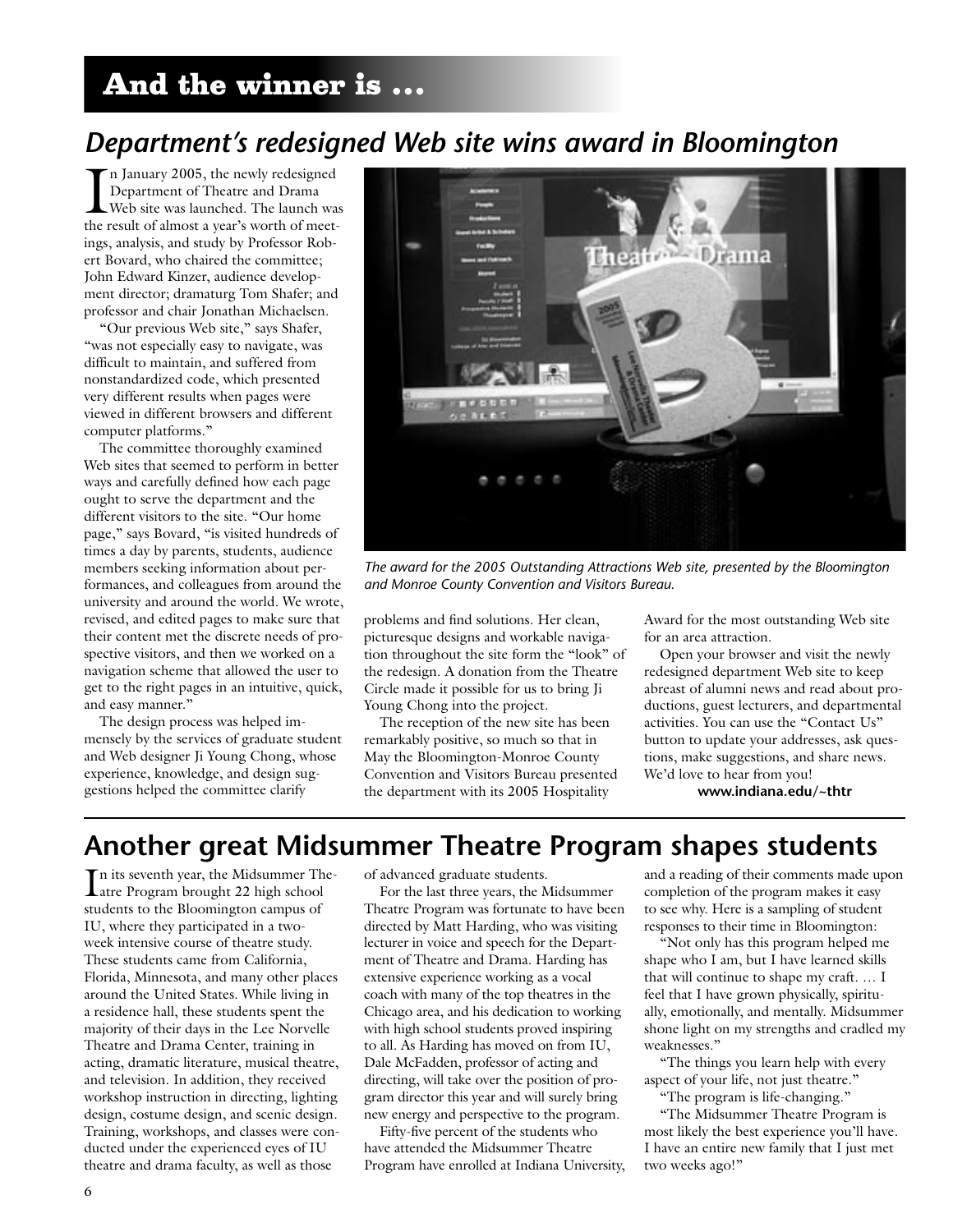# And the winner is …

## *Department's redesigned Web site wins award in Bloomington*

In January 2005, the newly redesigned Department of Theatre and Drama Web site was launched. The launch was the result of almost a year's worth of meetings, analysis, and study by Professor Robert Bovard, who chaired the committee; John Edward Kinzer, audience development director; dramaturg Tom Shafer; and professor and chair Jonathan Michaelsen.

"Our previous Web site," says Shafer, "was not especially easy to navigate, was difficult to maintain, and suffered from nonstandardized code, which presented very different results when pages were viewed in different browsers and different computer platforms."

The committee thoroughly examined Web sites that seemed to perform in better ways and carefully defined how each page ought to serve the department and the different visitors to the site. "Our home page," says Bovard, "is visited hundreds of times a day by parents, students, audience members seeking information about performances, and colleagues from around the university and around the world. We wrote, revised, and edited pages to make sure that their content met the discrete needs of prospective visitors, and then we worked on a navigation scheme that allowed the user to get to the right pages in an intuitive, quick, and easy manner."

The design process was helped immensely by the services of graduate student and Web designer Ji Young Chong, whose experience, knowledge, and design suggestions helped the committee clarify problems and find solutions. Her clean, picturesque designs and workable navigation throughout the site form the "look" of the redesign. A donation from the Theatre Circle made it possible for us to bring Ji Young Chong into the project.

*The award for the 2005 Outstanding Attractions Web site, presented by the Bloomington and Monroe County Convention and Visitors Bureau.*

The reception of the new site has been remarkably positive, so much so that in May the Bloomington-Monroe County Convention and Visitors Bureau presented the department with its 2005 Hospitality Award for the most outstanding Web site for an area attraction.

Open your browser and visit the newly redesigned department Web site to keep abreast of alumni news and read about productions, guest lecturers, and departmental activities. You can use the "Contact Us" button to update your addresses, ask questions, make suggestions, and share news. We'd love to hear from you!

**www.indiana.edu/~thtr**

## Another great Midsummer Theatre Program shapes students

In its seventh year, the Midsummer Theatre Program brought 22 high school students to the Bloomington campus of IU, where they participated in a two-week intensive course of theatre study. These students came from California, Florida, Minnesota, and many other places around the United States. While living in a residence hall, these students spent the majority of their days in the Lee Norvelle Theatre and Drama Center, training in acting, dramatic literature, musical theatre, and television. In addition, they received workshop instruction in directing, lighting design, costume design, and scenic design. Training, workshops, and classes were conducted under the experienced eyes of IU theatre and drama faculty, as well as those of advanced graduate students.

For the last three years, the Midsummer Theatre Program was fortunate to have been directed by Matt Harding, who was visiting lecturer in voice and speech for the Department of Theatre and Drama. Harding has extensive experience working as a vocal coach with many of the top theatres in the Chicago area, and his dedication to working with high school students proved inspiring to all. As Harding has moved on from IU, Dale McFadden, professor of acting and directing, will take over the position of program director this year and will surely bring new energy and perspective to the program.

Fifty-five percent of the students who have attended the Midsummer Theatre Program have enrolled at Indiana University, and a reading of their comments made upon completion of the program makes it easy to see why. Here is a sampling of student responses to their time in Bloomington:

"Not only has this program helped me shape who I am, but I have learned skills that will continue to shape my craft. … I feel that I have grown physically, spiritually, emotionally, and mentally. Midsummer shone light on my strengths and cradled my weaknesses."

"The things you learn help with every aspect of your life, not just theatre."

"The program is life-changing."

"The Midsummer Theatre Program is most likely the best experience you'll have. I have an entire new family that I just met two weeks ago!"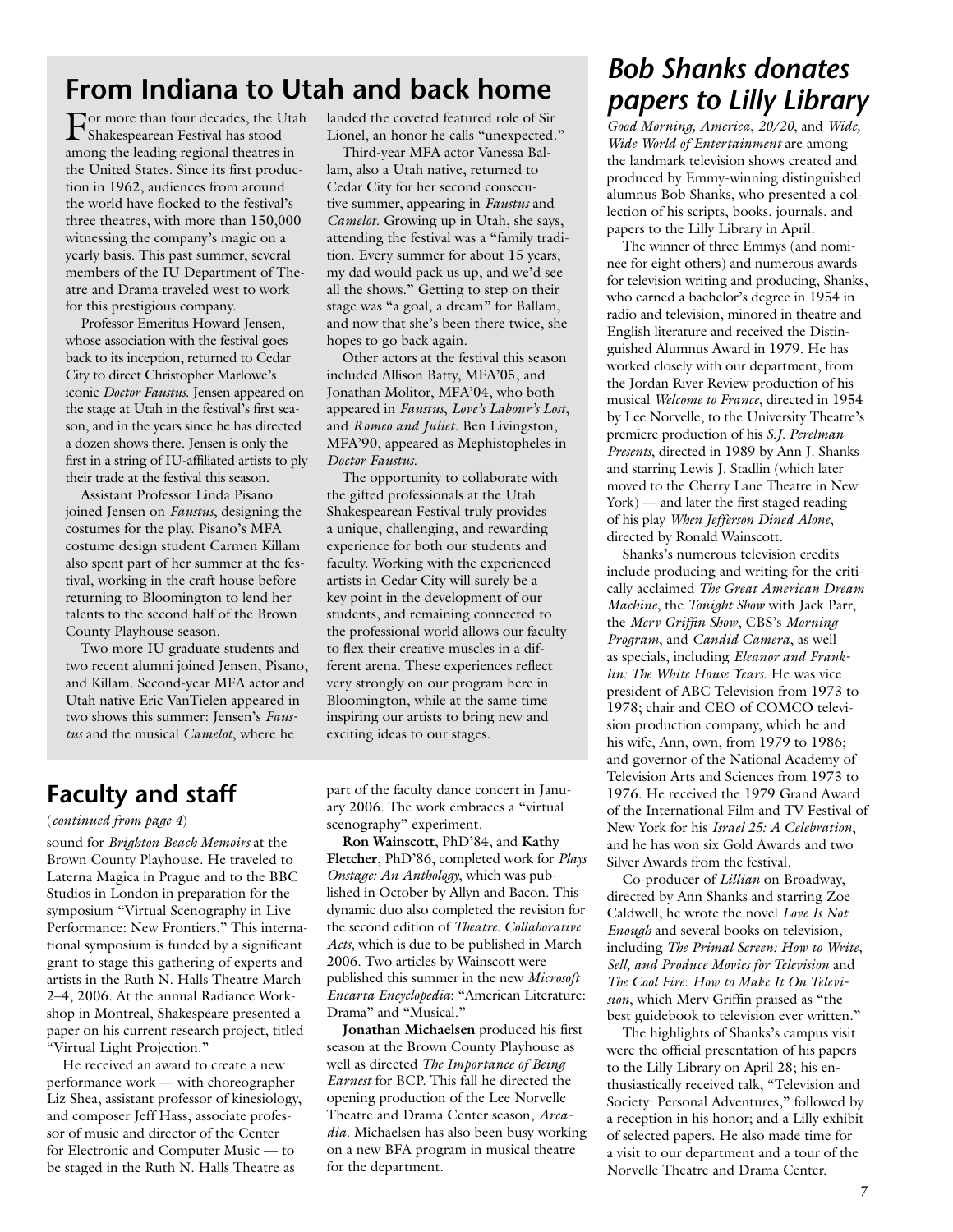## From Indiana to Utah and back home

For more than four decades, the Utah Shakespearean Festival has stood among the leading regional theatres in the United States. Since its first production in 1962, audiences from around the world have flocked to the festival's three theatres, with more than 150,000 witnessing the company's magic on a yearly basis. This past summer, several members of the IU Department of Theatre and Drama traveled west to work for this prestigious company.

Professor Emeritus Howard Jensen, whose association with the festival goes back to its inception, returned to Cedar City to direct Christopher Marlowe's iconic *Doctor Faustus*. Jensen appeared on the stage at Utah in the festival's first season, and in the years since he has directed a dozen shows there. Jensen is only the first in a string of IU-affiliated artists to ply their trade at the festival this season.

Assistant Professor Linda Pisano joined Jensen on *Faustus*, designing the costumes for the play. Pisano's MFA costume design student Carmen Killam also spent part of her summer at the festival, working in the craft house before returning to Bloomington to lend her talents to the second half of the Brown County Playhouse season.

Two more IU graduate students and two recent alumni joined Jensen, Pisano, and Killam. Second-year MFA actor and Utah native Eric VanTielen appeared in two shows this summer: Jensen's *Faustus* and the musical *Camelot*, where he landed the coveted featured role of Sir Lionel, an honor he calls "unexpected."

Third-year MFA actor Vanessa Ballam, also a Utah native, returned to Cedar City for her second consecutive summer, appearing in *Faustus* and *Camelot*. Growing up in Utah, she says, attending the festival was a "family tradition. Every summer for about 15 years, my dad would pack us up, and we'd see all the shows." Getting to step on their stage was "a goal, a dream" for Ballam, and now that she's been there twice, she hopes to go back again.

Other actors at the festival this season included Allison Batty, MFA'05, and Jonathan Molitor, MFA'04, who both appeared in *Faustus*, *Love's Labour's Lost*, and *Romeo and Juliet*. Ben Livingston, MFA'90, appeared as Mephistopheles in *Doctor Faustus*.

The opportunity to collaborate with the gifted professionals at the Utah Shakespearean Festival truly provides a unique, challenging, and rewarding experience for both our students and faculty. Working with the experienced artists in Cedar City will surely be a key point in the development of our students, and remaining connected to the professional world allows our faculty to flex their creative muscles in a different arena. These experiences reflect very strongly on our program here in Bloomington, while at the same time inspiring our artists to bring new and exciting ideas to our stages.

## Faculty and staff

(*continued from page 4*)

sound for *Brighton Beach Memoirs* at the Brown County Playhouse. He traveled to Laterna Magica in Prague and to the BBC Studios in London in preparation for the symposium "Virtual Scenography in Live Performance: New Frontiers." This international symposium is funded by a significant grant to stage this gathering of experts and artists in the Ruth N. Halls Theatre March 2–4, 2006. At the annual Radiance Workshop in Montreal, Shakespeare presented a paper on his current research project, titled "Virtual Light Projection."

He received an award to create a new performance work — with choreographer Liz Shea, assistant professor of kinesiology, and composer Jeff Hass, associate professor of music and director of the Center for Electronic and Computer Music — to be staged in the Ruth N. Halls Theatre as part of the faculty dance concert in January 2006. The work embraces a "virtual scenography" experiment.

**Ron Wainscott**, PhD'84, and **Kathy Fletcher**, PhD'86, completed work for *Plays Onstage: An Anthology*, which was published in October by Allyn and Bacon. This dynamic duo also completed the revision for the second edition of *Theatre: Collaborative Acts*, which is due to be published in March 2006. Two articles by Wainscott were published this summer in the new *Microsoft Encarta Encyclopedia*: "American Literature: Drama" and "Musical."

**Jonathan Michaelsen** produced his first season at the Brown County Playhouse as well as directed *The Importance of Being Earnest* for BCP. This fall he directed the opening production of the Lee Norvelle Theatre and Drama Center season, *Arcadia*. Michaelsen has also been busy working on a new BFA program in musical theatre for the department.

## *Bob Shanks donates papers to Lilly Library*

*Good Morning, America*, *20/20*, and *Wide, Wide World of Entertainment* are among the landmark television shows created and produced by Emmy-winning distinguished alumnus Bob Shanks, who presented a collection of his scripts, books, journals, and papers to the Lilly Library in April.

The winner of three Emmys (and nominee for eight others) and numerous awards for television writing and producing, Shanks, who earned a bachelor's degree in 1954 in radio and television, minored in theatre and English literature and received the Distinguished Alumnus Award in 1979. He has worked closely with our department, from the Jordan River Review production of his musical *Welcome to France*, directed in 1954 by Lee Norvelle, to the University Theatre's premiere production of his *S.J. Perelman Presents*, directed in 1989 by Ann J. Shanks and starring Lewis J. Stadlin (which later moved to the Cherry Lane Theatre in New York) — and later the first staged reading of his play *When Jefferson Dined Alone*, directed by Ronald Wainscott.

Shanks's numerous television credits include producing and writing for the critically acclaimed *The Great American Dream Machine*, the *Tonight Show* with Jack Parr, the *Merv Griffin Show*, CBS's *Morning Program*, and *Candid Camera*, as well as specials, including *Eleanor and Franklin: The White House Years*. He was vice president of ABC Television from 1973 to 1978; chair and CEO of COMCO television production company, which he and his wife, Ann, own, from 1979 to 1986; and governor of the National Academy of Television Arts and Sciences from 1973 to 1976. He received the 1979 Grand Award of the International Film and TV Festival of New York for his *Israel 25: A Celebration*, and he has won six Gold Awards and two Silver Awards from the festival.

Co-producer of *Lillian* on Broadway, directed by Ann Shanks and starring Zoe Caldwell, he wrote the novel *Love Is Not Enough* and several books on television, including *The Primal Screen: How to Write, Sell, and Produce Movies for Television* and *The Cool Fire: How to Make It On Television*, which Merv Griffin praised as "the best guidebook to television ever written."

The highlights of Shanks's campus visit were the official presentation of his papers to the Lilly Library on April 28; his enthusiastically received talk, "Television and Society: Personal Adventures," followed by a reception in his honor; and a Lilly exhibit of selected papers. He also made time for a visit to our department and a tour of the Norvelle Theatre and Drama Center.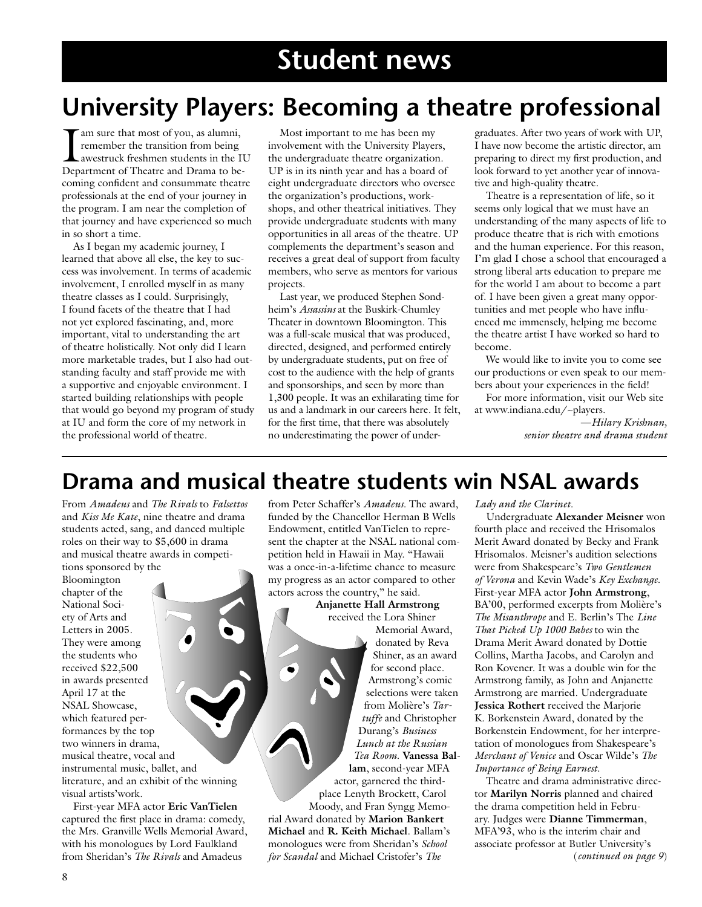# Student news

## University Players: Becoming a theatre professional

I am sure that most of you, as alumni, remember the transition from being awestruck freshmen students in the IU Department of Theatre and Drama to becoming confident and consummate theatre professionals at the end of your journey in the program. I am near the completion of that journey and have experienced so much in so short a time.

As I began my academic journey, I learned that above all else, the key to success was involvement. In terms of academic involvement, I enrolled myself in as many theatre classes as I could. Surprisingly, I found facets of the theatre that I had not yet explored fascinating, and, more important, vital to understanding the art of theatre holistically. Not only did I learn more marketable trades, but I also had outstanding faculty and staff provide me with a supportive and enjoyable environment. I started building relationships with people that would go beyond my program of study at IU and form the core of my network in the professional world of theatre.

Most important to me has been my involvement with the University Players, the undergraduate theatre organization. UP is in its ninth year and has a board of eight undergraduate directors who oversee the organization's productions, workshops, and other theatrical initiatives. They provide undergraduate students with many opportunities in all areas of the theatre. UP complements the department's season and receives a great deal of support from faculty members, who serve as mentors for various projects.

Last year, we produced Stephen Sondheim's *Assassins* at the Buskirk-Chumley Theater in downtown Bloomington. This was a full-scale musical that was produced, directed, designed, and performed entirely by undergraduate students, put on free of cost to the audience with the help of grants and sponsorships, and seen by more than 1,300 people. It was an exhilarating time for us and a landmark in our careers here. It felt, for the first time, that there was absolutely no underestimating the power of undergraduates. After two years of work with UP, I have now become the artistic director, am preparing to direct my first production, and look forward to yet another year of innovative and high-quality theatre.

Theatre is a representation of life, so it seems only logical that we must have an understanding of the many aspects of life to produce theatre that is rich with emotions and the human experience. For this reason, I'm glad I chose a school that encouraged a strong liberal arts education to prepare me for the world I am about to become a part of. I have been given a great many opportunities and met people who have influenced me immensely, helping me become the theatre artist I have worked so hard to become.

We would like to invite you to come see our productions or even speak to our members about your experiences in the field!

For more information, visit our Web site at www.indiana.edu/~players.

*—Hilary Krishnan, senior theatre and drama student*

## Drama and musical theatre students win NSAL awards

From *Amadeus* and *The Rivals* to *Falsettos* and *Kiss Me Kate*, nine theatre and drama students acted, sang, and danced multiple roles on their way to $5,600 in drama and musical theatre awards in competitions sponsored by the Bloomington chapter of the National Society of Arts and Letters in 2005. They were among the students who received $22,500 in awards presented April 17 at the NSAL Showcase, which featured performances by the top two winners in drama, musical theatre, vocal and instrumental music, ballet, and literature, and an exhibit of the winning visual artists'work.

First-year MFA actor **Eric VanTielen** captured the first place in drama: comedy, the Mrs. Granville Wells Memorial Award, with his monologues by Lord Faulkland from Sheridan's *The Rivals* and Amadeus from Peter Schaffer's *Amadeus*. The award, funded by the Chancellor Herman B Wells Endowment, entitled VanTielen to represent the chapter at the NSAL national competition held in Hawaii in May. "Hawaii was a once-in-a-lifetime chance to measure my progress as an actor compared to other actors across the country," he said.

**Anjanette Hall Armstrong** received the Lora Shiner Memorial Award, donated by Reva Shiner, as an award for second place. Armstrong's comic selections were taken from Molière's *Tartuffe* and Christopher Durang's *Business Lunch at the Russian Tea Room*. **Vanessa Ballam**, second-year MFA actor, garnered the third-place Lenyth Brockett, Carol Moody, and Fran Syngg Memorial Award donated by **Marion Bankert Michael** and **R. Keith Michael**. Ballam's monologues were from Sheridan's *School for Scandal* and Michael Cristofer's *The Lady and the Clarinet*.

Undergraduate **Alexander Meisner** won fourth place and received the Hrisomalos Merit Award donated by Becky and Frank Hrisomalos. Meisner's audition selections were from Shakespeare's *Two Gentlemen of Verona* and Kevin Wade's *Key Exchange*. First-year MFA actor **John Armstrong**, BA'00, performed excerpts from Molière's *The Misanthrope* and E. Berlin's The *Line That Picked Up 1000 Babes* to win the Drama Merit Award donated by Dottie Collins, Martha Jacobs, and Carolyn and Ron Kovener. It was a double win for the Armstrong family, as John and Anjanette Armstrong are married. Undergraduate **Jessica Rothert** received the Marjorie K. Borkenstein Award, donated by the Borkenstein Endowment, for her interpretation of monologues from Shakespeare's *Merchant of Venice* and Oscar Wilde's *The Importance of Being Earnest*.

Theatre and drama administrative director **Marilyn Norris** planned and chaired the drama competition held in February. Judges were **Dianne Timmerman**, MFA'93, who is the interim chair and associate professor at Butler University's

(*continued on page 9*)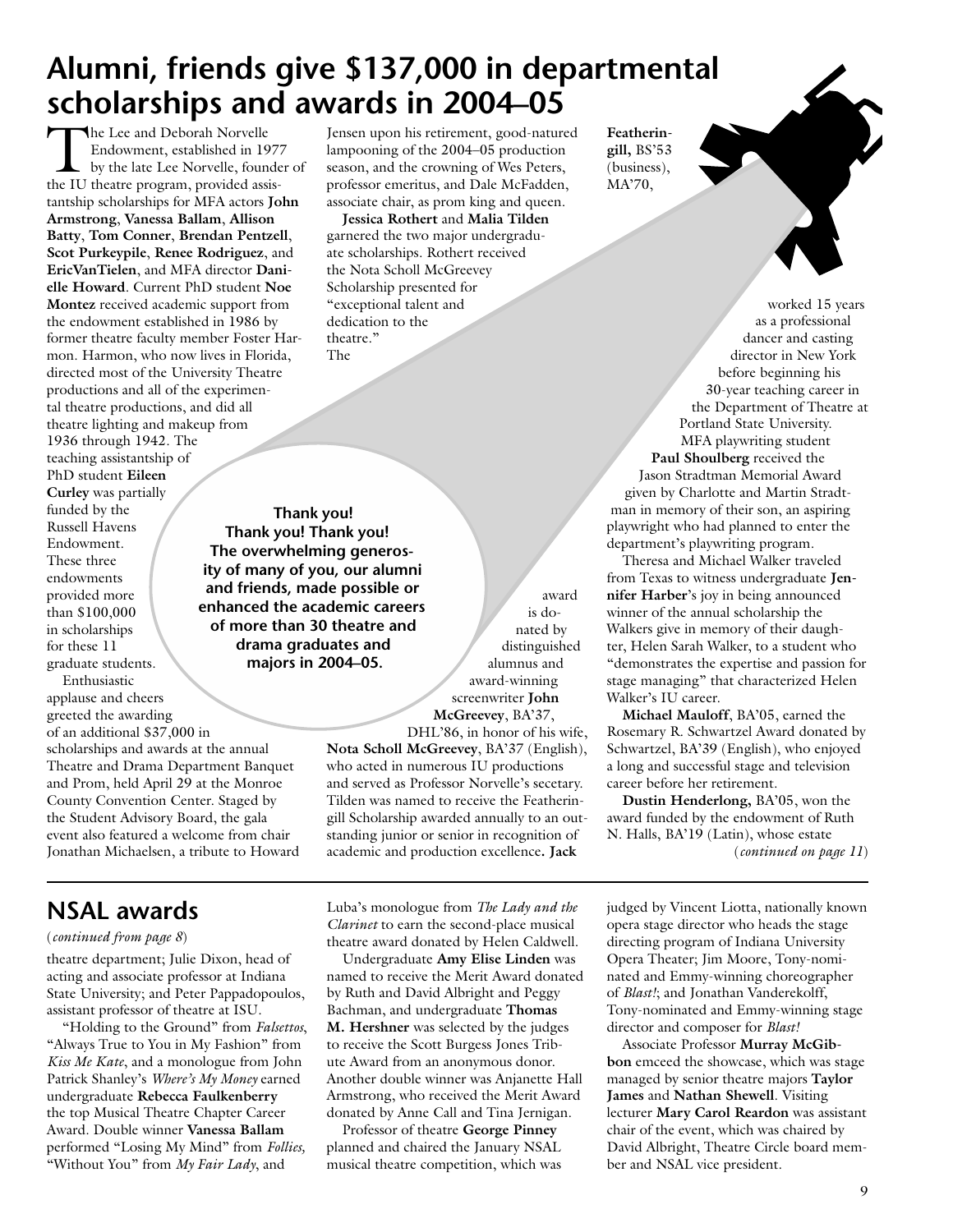# Alumni, friends give $137,000 in departmental scholarships and awards in 2004–05

The Lee and Deborah Norvelle Endowment, established in 1977 by the late Lee Norvelle, founder of the IU theatre program, provided assistantship scholarships for MFA actors **John Armstrong**, **Vanessa Ballam**, **Allison Batty**, **Tom Conner**, **Brendan Pentzell**, **Scot Purkeypile**, **Renee Rodriguez**, and **EricVanTielen**, and MFA director **Danielle Howard**. Current PhD student **Noe Montez** received academic support from the endowment established in 1986 by former theatre faculty member Foster Harmon. Harmon, who now lives in Florida, directed most of the University Theatre productions and all of the experimental theatre productions, and did all theatre lighting and makeup from 1936 through 1942. The teaching assistantship of PhD student **Eileen Curley** was partially funded by the Russell Havens Endowment. These three endowments provided more than $100,000 in scholarships for these 11 graduate students.

Enthusiastic applause and cheers greeted the awarding of an additional $37,000 in scholarships and awards at the annual Theatre and Drama Department Banquet and Prom, held April 29 at the Monroe County Convention Center. Staged by the Student Advisory Board, the gala event also featured a welcome from chair Jonathan Michaelsen, a tribute to Howard Jensen upon his retirement, good-natured lampooning of the 2004–05 production season, and the crowning of Wes Peters, professor emeritus, and Dale McFadden, associate chair, as prom king and queen.

**Jessica Rothert** and **Malia Tilden** garnered the two major undergraduate scholarships. Rothert received the Nota Scholl McGreevey Scholarship presented for "exceptional talent and dedication to the theatre." The award is donated by distinguished alumnus and award-winning screenwriter **John McGreevey**, BA'37, DHL'86, in honor of his wife, **Nota Scholl McGreevey**, BA'37 (English), who acted in numerous IU productions and served as Professor Norvelle's secetary. Tilden was named to receive the Featheringill Scholarship awarded annually to an outstanding junior or senior in recognition of academic and production excellence. **Jack Featheringill,** BS'53 (business), MA'70, worked 15 years as a professional dancer and casting director in New York before beginning his 30-year teaching career in the Department of Theatre at Portland State University.

**Thank you! Thank you! Thank you! The overwhelming generosity of many of you, our alumni and friends, made possible or enhanced the academic careers of more than 30 theatre and drama graduates and majors in 2004–05.**

MFA playwriting student **Paul Shoulberg** received the Jason Stradtman Memorial Award given by Charlotte and Martin Stradtman in memory of their son, an aspiring playwright who had planned to enter the department's playwriting program.

Theresa and Michael Walker traveled from Texas to witness undergraduate **Jennifer Harber**'s joy in being announced winner of the annual scholarship the Walkers give in memory of their daughter, Helen Sarah Walker, to a student who "demonstrates the expertise and passion for stage managing" that characterized Helen Walker's IU career.

**Michael Mauloff**, BA'05, earned the Rosemary R. Schwartzel Award donated by Schwartzel, BA'39 (English), who enjoyed a long and successful stage and television career before her retirement.

**Dustin Henderlong,** BA'05, won the award funded by the endowment of Ruth N. Halls, BA'19 (Latin), whose estate (*continued on page 11*)

## NSAL awards

(*continued from page 8*)

theatre department; Julie Dixon, head of acting and associate professor at Indiana State University; and Peter Pappadopoulos, assistant professor of theatre at ISU.

"Holding to the Ground" from *Falsettos*, "Always True to You in My Fashion" from *Kiss Me Kate*, and a monologue from John Patrick Shanley's *Where's My Money* earned undergraduate **Rebecca Faulkenberry** the top Musical Theatre Chapter Career Award. Double winner **Vanessa Ballam** performed "Losing My Mind" from *Follies,* "Without You" from *My Fair Lady*, and Luba's monologue from *The Lady and the Clarinet* to earn the second-place musical theatre award donated by Helen Caldwell.

Undergraduate **Amy Elise Linden** was named to receive the Merit Award donated by Ruth and David Albright and Peggy Bachman, and undergraduate **Thomas M. Hershner** was selected by the judges to receive the Scott Burgess Jones Tribute Award from an anonymous donor. Another double winner was Anjanette Hall Armstrong, who received the Merit Award donated by Anne Call and Tina Jernigan.

Professor of theatre **George Pinney** planned and chaired the January NSAL musical theatre competition, which was judged by Vincent Liotta, nationally known opera stage director who heads the stage directing program of Indiana University Opera Theater; Jim Moore, Tony-nominated and Emmy-winning choreographer of *Blast!*; and Jonathan Vanderekolff, Tony-nominated and Emmy-winning stage director and composer for *Blast!*

Associate Professor **Murray McGibbon** emceed the showcase, which was stage managed by senior theatre majors **Taylor James** and **Nathan Shewell**. Visiting lecturer **Mary Carol Reardon** was assistant chair of the event, which was chaired by David Albright, Theatre Circle board member and NSAL vice president.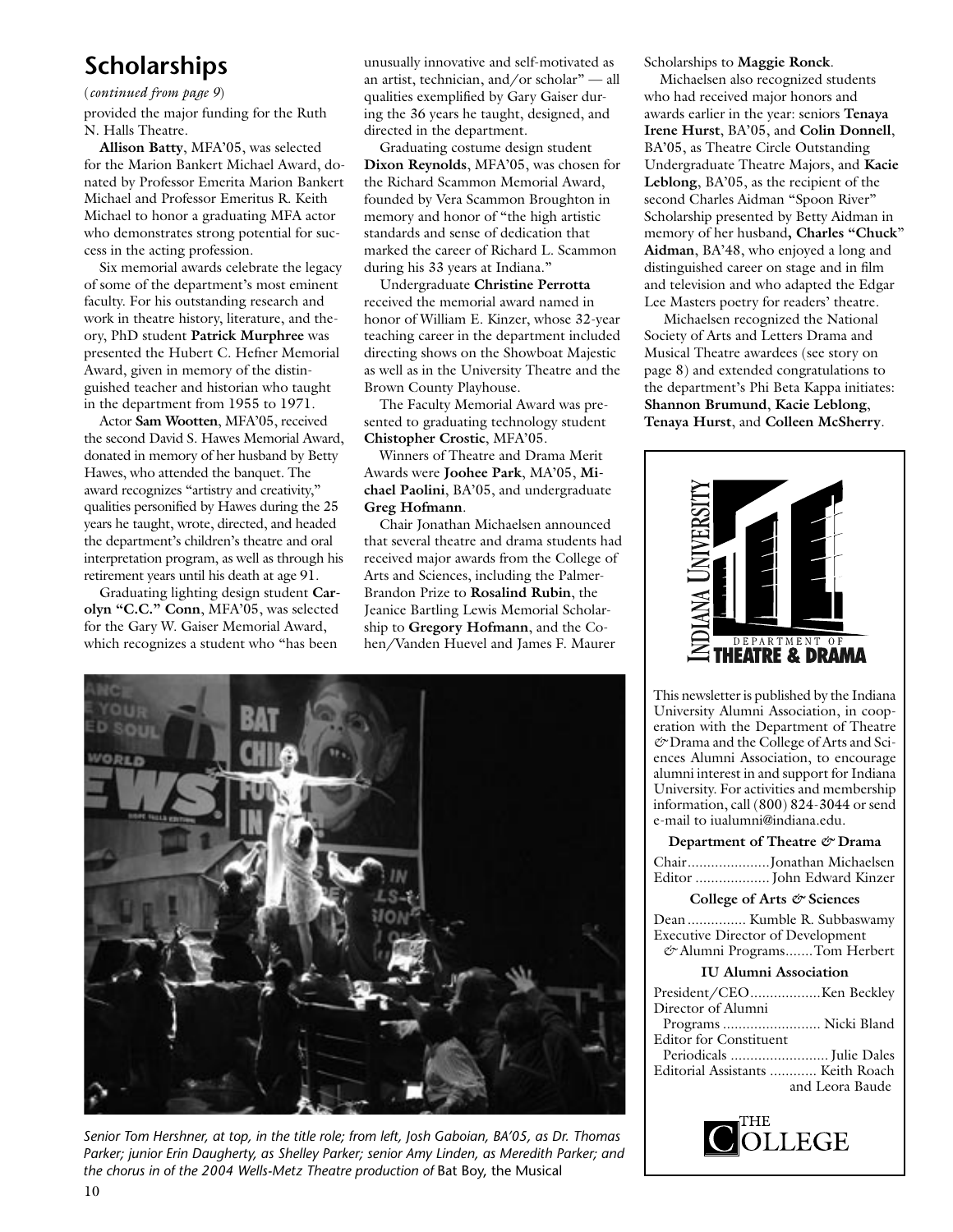## Scholarships

*(continued from page 9)*

provided the major funding for the Ruth N. Halls Theatre.

**Allison Batty**, MFA'05, was selected for the Marion Bankert Michael Award, donated by Professor Emerita Marion Bankert Michael and Professor Emeritus R. Keith Michael to honor a graduating MFA actor who demonstrates strong potential for success in the acting profession.

Six memorial awards celebrate the legacy of some of the department's most eminent faculty. For his outstanding research and work in theatre history, literature, and theory, PhD student **Patrick Murphree** was presented the Hubert C. Hefner Memorial Award, given in memory of the distinguished teacher and historian who taught in the department from 1955 to 1971.

Actor **Sam Wootten**, MFA'05, received the second David S. Hawes Memorial Award, donated in memory of her husband by Betty Hawes, who attended the banquet. The award recognizes "artistry and creativity," qualities personified by Hawes during the 25 years he taught, wrote, directed, and headed the department's children's theatre and oral interpretation program, as well as through his retirement years until his death at age 91.

Graduating lighting design student **Carolyn "C.C." Conn**, MFA'05, was selected for the Gary W. Gaiser Memorial Award, which recognizes a student who "has been unusually innovative and self-motivated as an artist, technician, and/or scholar" — all qualities exemplified by Gary Gaiser during the 36 years he taught, designed, and directed in the department.

Graduating costume design student **Dixon Reynolds**, MFA'05, was chosen for the Richard Scammon Memorial Award, founded by Vera Scammon Broughton in memory and honor of "the high artistic standards and sense of dedication that marked the career of Richard L. Scammon during his 33 years at Indiana."

Undergraduate **Christine Perrotta** received the memorial award named in honor of William E. Kinzer, whose 32-year teaching career in the department included directing shows on the Showboat Majestic as well as in the University Theatre and the Brown County Playhouse.

The Faculty Memorial Award was presented to graduating technology student **Chistopher Crostic**, MFA'05.

Winners of Theatre and Drama Merit Awards were **Joohee Park**, MA'05, **Michael Paolini**, BA'05, and undergraduate **Greg Hofmann**.

Chair Jonathan Michaelsen announced that several theatre and drama students had received major awards from the College of Arts and Sciences, including the Palmer-Brandon Prize to **Rosalind Rubin**, the Jeanice Bartling Lewis Memorial Scholarship to **Gregory Hofmann**, and the Cohen/Vanden Huevel and James F. Maurer Scholarships to **Maggie Ronck**.

Michaelsen also recognized students who had received major honors and awards earlier in the year: seniors **Tenaya Irene Hurst**, BA'05, and **Colin Donnell**, BA'05, as Theatre Circle Outstanding Undergraduate Theatre Majors, and **Kacie Leblong**, BA'05, as the recipient of the second Charles Aidman "Spoon River" Scholarship presented by Betty Aidman in memory of her husband**, Charles "Chuck" Aidman**, BA'48, who enjoyed a long and distinguished career on stage and in film and television and who adapted the Edgar Lee Masters poetry for readers' theatre.

Michaelsen recognized the National Society of Arts and Letters Drama and Musical Theatre awardees (see story on page 8) and extended congratulations to the department's Phi Beta Kappa initiates: **Shannon Brumund**, **Kacie Leblong**, **Tenaya Hurst**, and **Colleen McSherry**.

*Senior Tom Hershner, at top, in the title role; from left, Josh Gaboian, BA'05, as Dr. Thomas Parker; junior Erin Daugherty, as Shelley Parker; senior Amy Linden, as Meredith Parker; and the chorus in of the 2004 Wells-Metz Theatre production of* Bat Boy, the Musical

Indiana University Department of Theatre & Drama

This newsletter is published by the Indiana University Alumni Association, in cooperation with the Department of Theatre & Drama and the College of Arts and Sciences Alumni Association, to encourage alumni interest in and support for Indiana University. For activities and membership information, call (800) 824-3044 or send e-mail to iualumni@indiana.edu.

**Department of Theatre & Drama**

Chair ..................... Jonathan Michaelsen
Editor ..................... John Edward Kinzer

**College of Arts & Sciences**

Dean ............... Kumble R. Subbaswamy
Executive Director of Development & Alumni Programs....... Tom Herbert

**IU Alumni Association**

President/CEO.................. Ken Beckley
Director of Alumni Programs ......................... Nicki Bland
Editor for Constituent Periodicals ......................... Julie Dales
Editorial Assistants ............ Keith Roach and Leora Baude

The College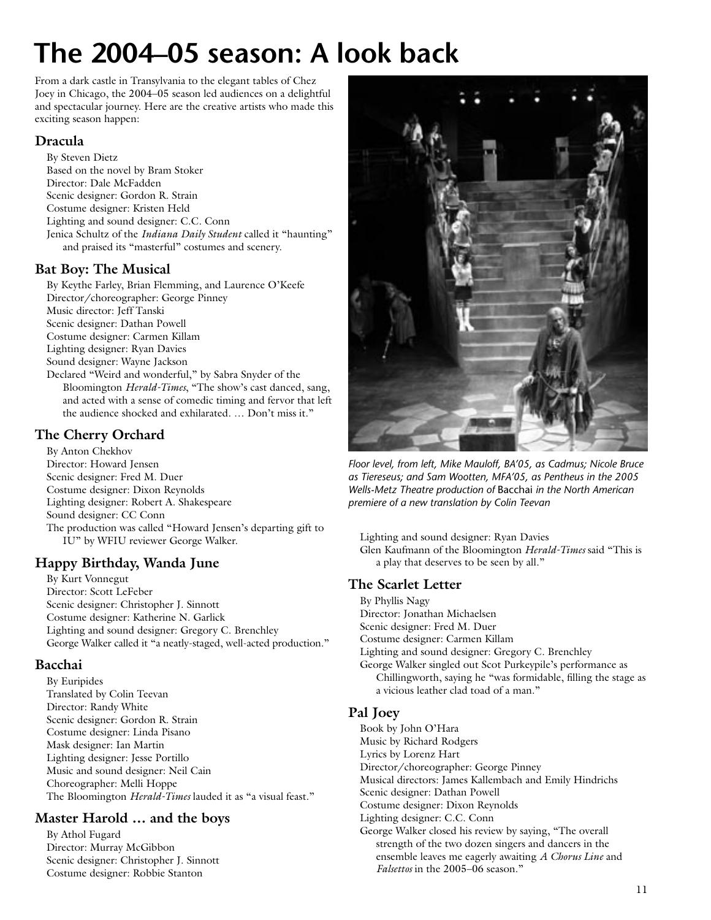# The 2004–05 season: A look back

From a dark castle in Transylvania to the elegant tables of Chez Joey in Chicago, the 2004–05 season led audiences on a delightful and spectacular journey. Here are the creative artists who made this exciting season happen:

## Dracula

By Steven Dietz
Based on the novel by Bram Stoker
Director: Dale McFadden
Scenic designer: Gordon R. Strain
Costume designer: Kristen Held
Lighting and sound designer: C.C. Conn
Jenica Schultz of the *Indiana Daily Student* called it "haunting" and praised its "masterful" costumes and scenery.

## Bat Boy: The Musical

By Keythe Farley, Brian Flemming, and Laurence O'Keefe
Director/choreographer: George Pinney
Music director: Jeff Tanski
Scenic designer: Dathan Powell
Costume designer: Carmen Killam
Lighting designer: Ryan Davies
Sound designer: Wayne Jackson
Declared "Weird and wonderful," by Sabra Snyder of the Bloomington *Herald-Times*, "The show's cast danced, sang, and acted with a sense of comedic timing and fervor that left the audience shocked and exhilarated. … Don't miss it."

## The Cherry Orchard

By Anton Chekhov
Director: Howard Jensen
Scenic designer: Fred M. Duer
Costume designer: Dixon Reynolds
Lighting designer: Robert A. Shakespeare
Sound designer: CC Conn
The production was called "Howard Jensen's departing gift to IU" by WFIU reviewer George Walker.

## Happy Birthday, Wanda June

By Kurt Vonnegut
Director: Scott LeFeber
Scenic designer: Christopher J. Sinnott
Costume designer: Katherine N. Garlick
Lighting and sound designer: Gregory C. Brenchley
George Walker called it "a neatly-staged, well-acted production."

## Bacchai

By Euripides
Translated by Colin Teevan
Director: Randy White
Scenic designer: Gordon R. Strain
Costume designer: Linda Pisano
Mask designer: Ian Martin
Lighting designer: Jesse Portillo
Music and sound designer: Neil Cain
Choreographer: Melli Hoppe
The Bloomington *Herald-Times* lauded it as "a visual feast."

## Master Harold … and the boys

By Athol Fugard
Director: Murray McGibbon
Scenic designer: Christopher J. Sinnott
Costume designer: Robbie Stanton
Lighting and sound designer: Ryan Davies
Glen Kaufmann of the Bloomington *Herald-Times* said "This is a play that deserves to be seen by all."

*Floor level, from left, Mike Mauloff, BA'05, as Cadmus; Nicole Bruce as Tiereseus; and Sam Wootten, MFA'05, as Pentheus in the 2005 Wells-Metz Theatre production of* Bacchai *in the North American premiere of a new translation by Colin Teevan*

## The Scarlet Letter

By Phyllis Nagy
Director: Jonathan Michaelsen
Scenic designer: Fred M. Duer
Costume designer: Carmen Killam
Lighting and sound designer: Gregory C. Brenchley
George Walker singled out Scot Purkeypile's performance as Chillingworth, saying he "was formidable, filling the stage as a vicious leather clad toad of a man."

## Pal Joey

Book by John O'Hara
Music by Richard Rodgers
Lyrics by Lorenz Hart
Director/choreographer: George Pinney
Musical directors: James Kallembach and Emily Hindrichs
Scenic designer: Dathan Powell
Costume designer: Dixon Reynolds
Lighting designer: C.C. Conn
George Walker closed his review by saying, "The overall strength of the two dozen singers and dancers in the ensemble leaves me eagerly awaiting *A Chorus Line* and *Falsettos* in the 2005–06 season."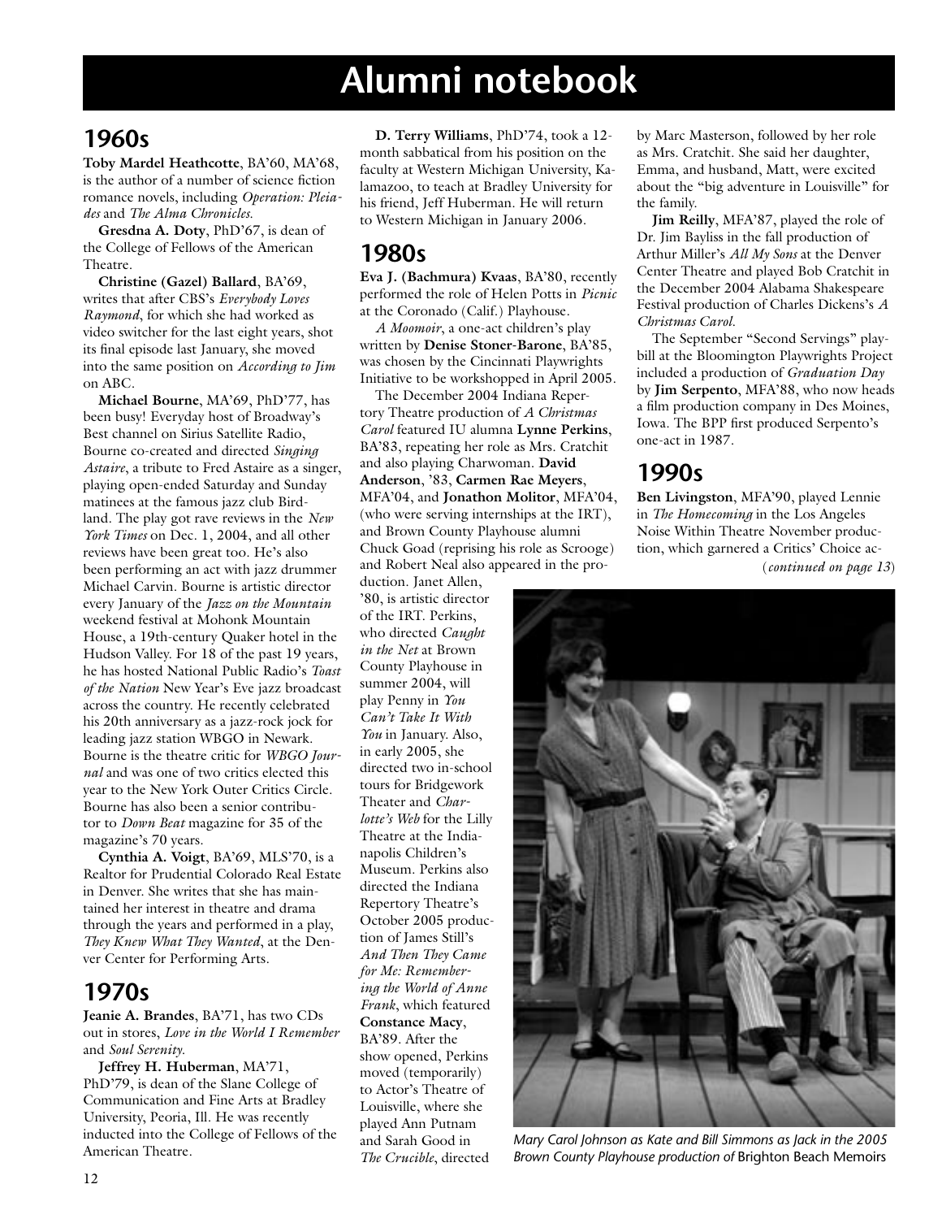# Alumni notebook

## 1960s

**Toby Mardel Heathcotte**, BA'60, MA'68, is the author of a number of science fiction romance novels, including *Operation: Pleiades* and *The Alma Chronicles.*

**Gresdna A. Doty**, PhD'67, is dean of the College of Fellows of the American Theatre.

**Christine (Gazel) Ballard**, BA'69, writes that after CBS's *Everybody Loves Raymond*, for which she had worked as video switcher for the last eight years, shot its final episode last January, she moved into the same position on *According to Jim* on ABC.

**Michael Bourne**, MA'69, PhD'77, has been busy! Everyday host of Broadway's Best channel on Sirius Satellite Radio, Bourne co-created and directed *Singing Astaire*, a tribute to Fred Astaire as a singer, playing open-ended Saturday and Sunday matinees at the famous jazz club Birdland. The play got rave reviews in the *New York Times* on Dec. 1, 2004, and all other reviews have been great too. He's also been performing an act with jazz drummer Michael Carvin. Bourne is artistic director every January of the *Jazz on the Mountain* weekend festival at Mohonk Mountain House, a 19th-century Quaker hotel in the Hudson Valley. For 18 of the past 19 years, he has hosted National Public Radio's *Toast of the Nation* New Year's Eve jazz broadcast across the country. He recently celebrated his 20th anniversary as a jazz-rock jock for leading jazz station WBGO in Newark. Bourne is the theatre critic for *WBGO Journal* and was one of two critics elected this year to the New York Outer Critics Circle. Bourne has also been a senior contributor to *Down Beat* magazine for 35 of the magazine's 70 years.

**Cynthia A. Voigt**, BA'69, MLS'70, is a Realtor for Prudential Colorado Real Estate in Denver. She writes that she has maintained her interest in theatre and drama through the years and performed in a play, *They Knew What They Wanted*, at the Denver Center for Performing Arts.

## 1970s

**Jeanie A. Brandes**, BA'71, has two CDs out in stores, *Love in the World I Remember* and *Soul Serenity.*

**Jeffrey H. Huberman**, MA'71, PhD'79, is dean of the Slane College of Communication and Fine Arts at Bradley University, Peoria, Ill. He was recently inducted into the College of Fellows of the American Theatre.

**D. Terry Williams**, PhD'74, took a 12-month sabbatical from his position on the faculty at Western Michigan University, Kalamazoo, to teach at Bradley University for his friend, Jeff Huberman. He will return to Western Michigan in January 2006.

## 1980s

**Eva J. (Bachmura) Kvaas**, BA'80, recently performed the role of Helen Potts in *Picnic* at the Coronado (Calif.) Playhouse.

*A Moomoir*, a one-act children's play written by **Denise Stoner-Barone**, BA'85, was chosen by the Cincinnati Playwrights Initiative to be workshopped in April 2005.

The December 2004 Indiana Repertory Theatre production of *A Christmas Carol* featured IU alumna **Lynne Perkins**, BA'83, repeating her role as Mrs. Cratchit and also playing Charwoman. **David Anderson**, '83, **Carmen Rae Meyers**, MFA'04, and **Jonathon Molitor**, MFA'04, (who were serving internships at the IRT), and Brown County Playhouse alumni Chuck Goad (reprising his role as Scrooge) and Robert Neal also appeared in the production. Janet Allen, '80, is artistic director of the IRT. Perkins, who directed *Caught in the Net* at Brown County Playhouse in summer 2004, will play Penny in *You Can't Take It With You* in January. Also, in early 2005, she directed two in-school tours for Bridgework Theater and *Charlotte's Web* for the Lilly Theatre at the Indianapolis Children's Museum. Perkins also directed the Indiana Repertory Theatre's October 2005 production of James Still's *And Then They Came for Me: Remembering the World of Anne Frank*, which featured **Constance Macy**, BA'89. After the show opened, Perkins moved (temporarily) to Actor's Theatre of Louisville, where she played Ann Putnam and Sarah Good in *The Crucible*, directed by Marc Masterson, followed by her role as Mrs. Cratchit. She said her daughter, Emma, and husband, Matt, were excited about the "big adventure in Louisville" for the family.

**Jim Reilly**, MFA'87, played the role of Dr. Jim Bayliss in the fall production of Arthur Miller's *All My Sons* at the Denver Center Theatre and played Bob Cratchit in the December 2004 Alabama Shakespeare Festival production of Charles Dickens's *A Christmas Carol.*

The September "Second Servings" playbill at the Bloomington Playwrights Project included a production of *Graduation Day* by **Jim Serpento**, MFA'88, who now heads a film production company in Des Moines, Iowa. The BPP first produced Serpento's one-act in 1987.

## 1990s

**Ben Livingston**, MFA'90, played Lennie in *The Homecoming* in the Los Angeles Noise Within Theatre November production, which garnered a Critics' Choice ac-

(*continued on page 13*)

*Mary Carol Johnson as Kate and Bill Simmons as Jack in the 2005 Brown County Playhouse production of* Brighton Beach Memoirs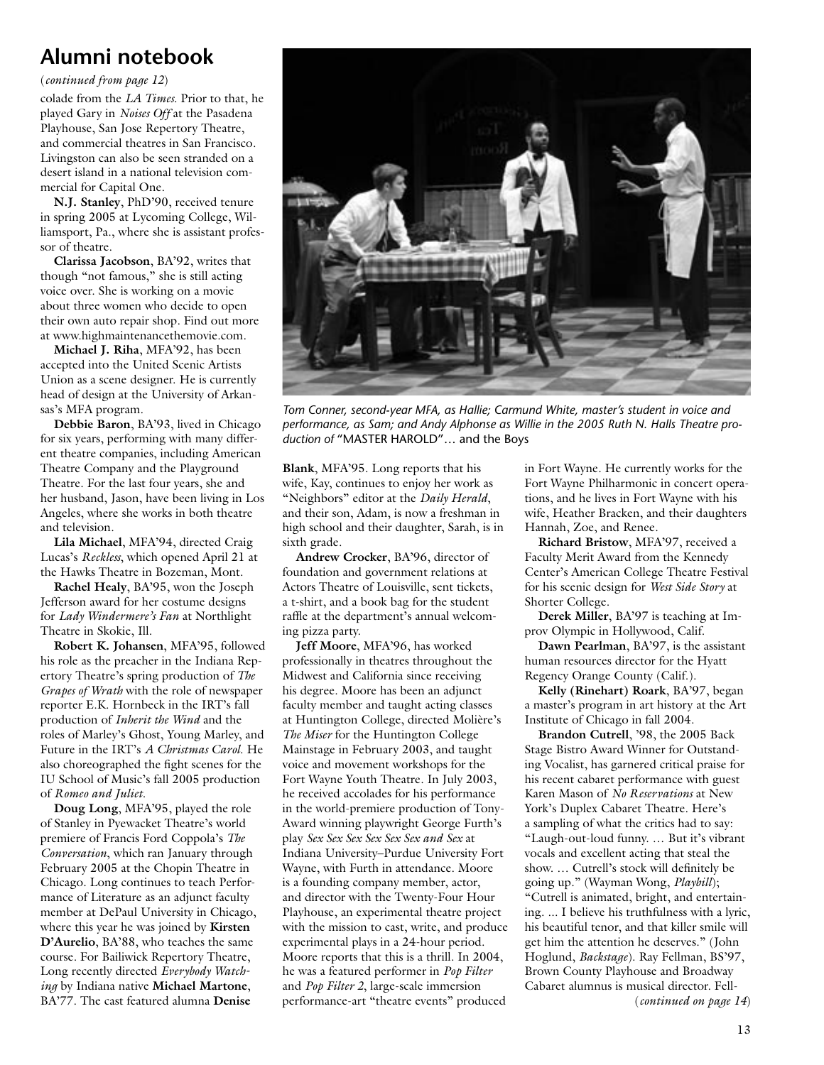## Alumni notebook

(*continued from page 12*)

colade from the *LA Times.* Prior to that, he played Gary in *Noises Off* at the Pasadena Playhouse, San Jose Repertory Theatre, and commercial theatres in San Francisco. Livingston can also be seen stranded on a desert island in a national television commercial for Capital One.

**N.J. Stanley**, PhD'90, received tenure in spring 2005 at Lycoming College, Williamsport, Pa., where she is assistant professor of theatre.

**Clarissa Jacobson**, BA'92, writes that though "not famous," she is still acting voice over. She is working on a movie about three women who decide to open their own auto repair shop. Find out more at www.highmaintenancethemovie.com.

**Michael J. Riha**, MFA'92, has been accepted into the United Scenic Artists Union as a scene designer. He is currently head of design at the University of Arkansas's MFA program.

**Debbie Baron**, BA'93, lived in Chicago for six years, performing with many different theatre companies, including American Theatre Company and the Playground Theatre. For the last four years, she and her husband, Jason, have been living in Los Angeles, where she works in both theatre and television.

**Lila Michael**, MFA'94, directed Craig Lucas's *Reckless*, which opened April 21 at the Hawks Theatre in Bozeman, Mont.

**Rachel Healy**, BA'95, won the Joseph Jefferson award for her costume designs for *Lady Windermere's Fan* at Northlight Theatre in Skokie, Ill.

**Robert K. Johansen**, MFA'95, followed his role as the preacher in the Indiana Repertory Theatre's spring production of *The Grapes of Wrath* with the role of newspaper reporter E.K. Hornbeck in the IRT's fall production of *Inherit the Wind* and the roles of Marley's Ghost, Young Marley, and Future in the IRT's *A Christmas Carol.* He also choreographed the fight scenes for the IU School of Music's fall 2005 production of *Romeo and Juliet.*

**Doug Long**, MFA'95, played the role of Stanley in Pyewacket Theatre's world premiere of Francis Ford Coppola's *The Conversation*, which ran January through February 2005 at the Chopin Theatre in Chicago. Long continues to teach Performance of Literature as an adjunct faculty member at DePaul University in Chicago, where this year he was joined by **Kirsten D'Aurelio**, BA'88, who teaches the same course. For Bailiwick Repertory Theatre, Long recently directed *Everybody Watching* by Indiana native **Michael Martone**, BA'77. The cast featured alumna **Denise Blank**, MFA'95. Long reports that his wife, Kay, continues to enjoy her work as "Neighbors" editor at the *Daily Herald*, and their son, Adam, is now a freshman in high school and their daughter, Sarah, is in sixth grade.

*Tom Conner, second-year MFA, as Hallie; Carmund White, master's student in voice and performance, as Sam; and Andy Alphonse as Willie in the 2005 Ruth N. Halls Theatre production of* "MASTER HAROLD"… and the Boys

**Andrew Crocker**, BA'96, director of foundation and government relations at Actors Theatre of Louisville, sent tickets, a t-shirt, and a book bag for the student raffle at the department's annual welcoming pizza party.

**Jeff Moore**, MFA'96, has worked professionally in theatres throughout the Midwest and California since receiving his degree. Moore has been an adjunct faculty member and taught acting classes at Huntington College, directed Molière's *The Miser* for the Huntington College Mainstage in February 2003, and taught voice and movement workshops for the Fort Wayne Youth Theatre. In July 2003, he received accolades for his performance in the world-premiere production of Tony-Award winning playwright George Furth's play *Sex Sex Sex Sex Sex Sex and Sex* at Indiana University–Purdue University Fort Wayne, with Furth in attendance. Moore is a founding company member, actor, and director with the Twenty-Four Hour Playhouse, an experimental theatre project with the mission to cast, write, and produce experimental plays in a 24-hour period. Moore reports that this is a thrill. In 2004, he was a featured performer in *Pop Filter* and *Pop Filter 2*, large-scale immersion performance-art "theatre events" produced in Fort Wayne. He currently works for the Fort Wayne Philharmonic in concert operations, and he lives in Fort Wayne with his wife, Heather Bracken, and their daughters Hannah, Zoe, and Renee.

**Richard Bristow**, MFA'97, received a Faculty Merit Award from the Kennedy Center's American College Theatre Festival for his scenic design for *West Side Story* at Shorter College.

**Derek Miller**, BA'97 is teaching at Improv Olympic in Hollywood, Calif.

**Dawn Pearlman**, BA'97, is the assistant human resources director for the Hyatt Regency Orange County (Calif.).

**Kelly (Rinehart) Roark**, BA'97, began a master's program in art history at the Art Institute of Chicago in fall 2004.

**Brandon Cutrell**, '98, the 2005 Back Stage Bistro Award Winner for Outstanding Vocalist, has garnered critical praise for his recent cabaret performance with guest Karen Mason of *No Reservations* at New York's Duplex Cabaret Theatre. Here's a sampling of what the critics had to say: "Laugh-out-loud funny. … But it's vibrant vocals and excellent acting that steal the show. … Cutrell's stock will definitely be going up." (Wayman Wong, *Playbill*); "Cutrell is animated, bright, and entertaining. ... I believe his truthfulness with a lyric, his beautiful tenor, and that killer smile will get him the attention he deserves." (John Hoglund, *Backstage*). Ray Fellman, BS'97, Brown County Playhouse and Broadway Cabaret alumnus is musical director. Fell-

(*continued on page 14*)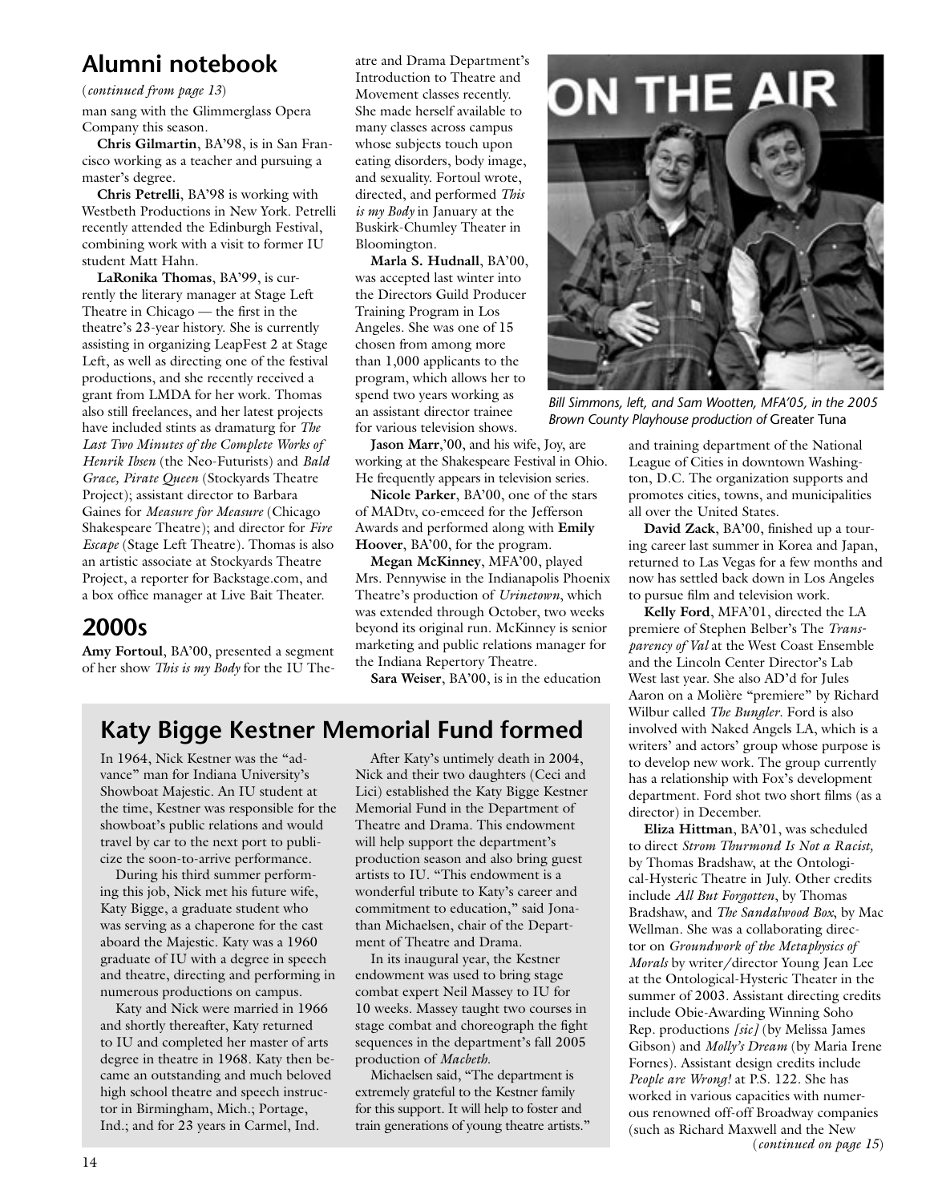## Alumni notebook

(*continued from page 13*)

man sang with the Glimmerglass Opera Company this season.

**Chris Gilmartin**, BA'98, is in San Francisco working as a teacher and pursuing a master's degree.

**Chris Petrelli**, BA'98 is working with Westbeth Productions in New York. Petrelli recently attended the Edinburgh Festival, combining work with a visit to former IU student Matt Hahn.

**LaRonika Thomas**, BA'99, is currently the literary manager at Stage Left Theatre in Chicago — the first in the theatre's 23-year history. She is currently assisting in organizing LeapFest 2 at Stage Left, as well as directing one of the festival productions, and she recently received a grant from LMDA for her work. Thomas also still freelances, and her latest projects have included stints as dramaturg for *The Last Two Minutes of the Complete Works of Henrik Ibsen* (the Neo-Futurists) and *Bald Grace, Pirate Queen* (Stockyards Theatre Project); assistant director to Barbara Gaines for *Measure for Measure* (Chicago Shakespeare Theatre); and director for *Fire Escape* (Stage Left Theatre). Thomas is also an artistic associate at Stockyards Theatre Project, a reporter for Backstage.com, and a box office manager at Live Bait Theater.

## 2000s

**Amy Fortoul**, BA'00, presented a segment of her show *This is my Body* for the IU Theatre and Drama Department's Introduction to Theatre and Movement classes recently. She made herself available to many classes across campus whose subjects touch upon eating disorders, body image, and sexuality. Fortoul wrote, directed, and performed *This is my Body* in January at the Buskirk-Chumley Theater in Bloomington.

**Marla S. Hudnall**, BA'00, was accepted last winter into the Directors Guild Producer Training Program in Los Angeles. She was one of 15 chosen from among more than 1,000 applicants to the program, which allows her to spend two years working as an assistant director trainee for various television shows.

**Jason Marr**,'00, and his wife, Joy, are working at the Shakespeare Festival in Ohio. He frequently appears in television series.

**Nicole Parker**, BA'00, one of the stars of MADtv, co-emceed for the Jefferson Awards and performed along with **Emily Hoover**, BA'00, for the program.

**Megan McKinney**, MFA'00, played Mrs. Pennywise in the Indianapolis Phoenix Theatre's production of *Urinetown*, which was extended through October, two weeks beyond its original run. McKinney is senior marketing and public relations manager for the Indiana Repertory Theatre.

**Sara Weiser**, BA'00, is in the education and training department of the National League of Cities in downtown Washington, D.C. The organization supports and promotes cities, towns, and municipalities all over the United States.

*Bill Simmons, left, and Sam Wootten, MFA'05, in the 2005 Brown County Playhouse production of* Greater Tuna

**David Zack**, BA'00, finished up a touring career last summer in Korea and Japan, returned to Las Vegas for a few months and now has settled back down in Los Angeles to pursue film and television work.

**Kelly Ford**, MFA'01, directed the LA premiere of Stephen Belber's The *Transparency of Val* at the West Coast Ensemble and the Lincoln Center Director's Lab West last year. She also AD'd for Jules Aaron on a Molière "premiere" by Richard Wilbur called *The Bungler*. Ford is also involved with Naked Angels LA, which is a writers' and actors' group whose purpose is to develop new work. The group currently has a relationship with Fox's development department. Ford shot two short films (as a director) in December.

**Eliza Hittman**, BA'01, was scheduled to direct *Strom Thurmond Is Not a Racist,* by Thomas Bradshaw, at the Ontological-Hysteric Theatre in July. Other credits include *All But Forgotten*, by Thomas Bradshaw, and *The Sandalwood Box*, by Mac Wellman. She was a collaborating director on *Groundwork of the Metaphysics of Morals* by writer/director Young Jean Lee at the Ontological-Hysteric Theater in the summer of 2003. Assistant directing credits include Obie-Awarding Winning Soho Rep. productions *[sic]* (by Melissa James Gibson) and *Molly's Dream* (by Maria Irene Fornes). Assistant design credits include *People are Wrong!* at P.S. 122. She has worked in various capacities with numerous renowned off-off Broadway companies (such as Richard Maxwell and the New

(*continued on page 15*)

## Katy Bigge Kestner Memorial Fund formed

In 1964, Nick Kestner was the "advance" man for Indiana University's Showboat Majestic. An IU student at the time, Kestner was responsible for the showboat's public relations and would travel by car to the next port to publicize the soon-to-arrive performance.

During his third summer performing this job, Nick met his future wife, Katy Bigge, a graduate student who was serving as a chaperone for the cast aboard the Majestic. Katy was a 1960 graduate of IU with a degree in speech and theatre, directing and performing in numerous productions on campus.

Katy and Nick were married in 1966 and shortly thereafter, Katy returned to IU and completed her master of arts degree in theatre in 1968. Katy then became an outstanding and much beloved high school theatre and speech instructor in Birmingham, Mich.; Portage, Ind.; and for 23 years in Carmel, Ind.

After Katy's untimely death in 2004, Nick and their two daughters (Ceci and Lici) established the Katy Bigge Kestner Memorial Fund in the Department of Theatre and Drama. This endowment will help support the department's production season and also bring guest artists to IU. "This endowment is a wonderful tribute to Katy's career and commitment to education," said Jonathan Michaelsen, chair of the Department of Theatre and Drama.

In its inaugural year, the Kestner endowment was used to bring stage combat expert Neil Massey to IU for 10 weeks. Massey taught two courses in stage combat and choreograph the fight sequences in the department's fall 2005 production of *Macbeth*.

Michaelsen said, "The department is extremely grateful to the Kestner family for this support. It will help to foster and train generations of young theatre artists."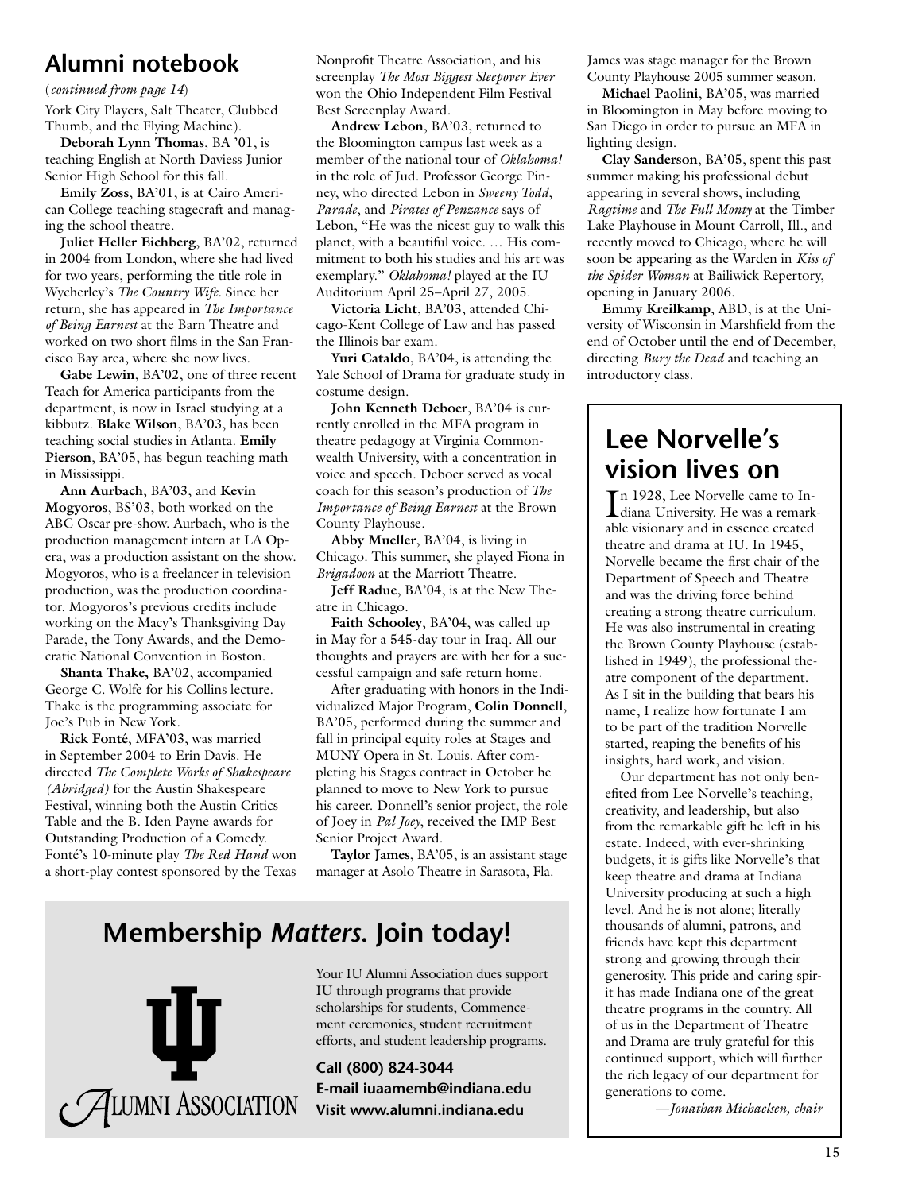## Alumni notebook

(*continued from page 14*)

York City Players, Salt Theater, Clubbed Thumb, and the Flying Machine).

**Deborah Lynn Thomas**, BA '01, is teaching English at North Daviess Junior Senior High School for this fall.

**Emily Zoss**, BA'01, is at Cairo American College teaching stagecraft and managing the school theatre.

**Juliet Heller Eichberg**, BA'02, returned in 2004 from London, where she had lived for two years, performing the title role in Wycherley's *The Country Wife*. Since her return, she has appeared in *The Importance of Being Earnest* at the Barn Theatre and worked on two short films in the San Francisco Bay area, where she now lives.

**Gabe Lewin**, BA'02, one of three recent Teach for America participants from the department, is now in Israel studying at a kibbutz. **Blake Wilson**, BA'03, has been teaching social studies in Atlanta. **Emily Pierson**, BA'05, has begun teaching math in Mississippi.

**Ann Aurbach**, BA'03, and **Kevin Mogyoros**, BS'03, both worked on the ABC Oscar pre-show. Aurbach, who is the production management intern at LA Opera, was a production assistant on the show. Mogyoros, who is a freelancer in television production, was the production coordinator. Mogyoros's previous credits include working on the Macy's Thanksgiving Day Parade, the Tony Awards, and the Democratic National Convention in Boston.

**Shanta Thake,** BA'02, accompanied George C. Wolfe for his Collins lecture. Thake is the programming associate for Joe's Pub in New York.

**Rick Fonté**, MFA'03, was married in September 2004 to Erin Davis. He directed *The Complete Works of Shakespeare (Abridged)* for the Austin Shakespeare Festival, winning both the Austin Critics Table and the B. Iden Payne awards for Outstanding Production of a Comedy. Fonté's 10-minute play *The Red Hand* won a short-play contest sponsored by the Texas Nonprofit Theatre Association, and his screenplay *The Most Biggest Sleepover Ever* won the Ohio Independent Film Festival Best Screenplay Award.

**Andrew Lebon**, BA'03, returned to the Bloomington campus last week as a member of the national tour of *Oklahoma!* in the role of Jud. Professor George Pinney, who directed Lebon in *Sweeny Todd*, *Parade*, and *Pirates of Penzance* says of Lebon, "He was the nicest guy to walk this planet, with a beautiful voice. … His commitment to both his studies and his art was exemplary." *Oklahoma!* played at the IU Auditorium April 25–April 27, 2005.

**Victoria Licht**, BA'03, attended Chicago-Kent College of Law and has passed the Illinois bar exam.

**Yuri Cataldo**, BA'04, is attending the Yale School of Drama for graduate study in costume design.

**John Kenneth Deboer**, BA'04 is currently enrolled in the MFA program in theatre pedagogy at Virginia Commonwealth University, with a concentration in voice and speech. Deboer served as vocal coach for this season's production of *The Importance of Being Earnest* at the Brown County Playhouse.

**Abby Mueller**, BA'04, is living in Chicago. This summer, she played Fiona in *Brigadoon* at the Marriott Theatre.

**Jeff Radue**, BA'04, is at the New Theatre in Chicago.

**Faith Schooley**, BA'04, was called up in May for a 545-day tour in Iraq. All our thoughts and prayers are with her for a successful campaign and safe return home.

After graduating with honors in the Individualized Major Program, **Colin Donnell**, BA'05, performed during the summer and fall in principal equity roles at Stages and MUNY Opera in St. Louis. After completing his Stages contract in October he planned to move to New York to pursue his career. Donnell's senior project, the role of Joey in *Pal Joey*, received the IMP Best Senior Project Award.

**Taylor James**, BA'05, is an assistant stage manager at Asolo Theatre in Sarasota, Fla. James was stage manager for the Brown County Playhouse 2005 summer season.

**Michael Paolini**, BA'05, was married in Bloomington in May before moving to San Diego in order to pursue an MFA in lighting design.

**Clay Sanderson**, BA'05, spent this past summer making his professional debut appearing in several shows, including *Ragtime* and *The Full Monty* at the Timber Lake Playhouse in Mount Carroll, Ill., and recently moved to Chicago, where he will soon be appearing as the Warden in *Kiss of the Spider Woman* at Bailiwick Repertory, opening in January 2006.

**Emmy Kreilkamp**, ABD, is at the University of Wisconsin in Marshfield from the end of October until the end of December, directing *Bury the Dead* and teaching an introductory class.

## Membership *Matters.* Join today!

ALUMNI ASSOCIATION

Your IU Alumni Association dues support IU through programs that provide scholarships for students, Commencement ceremonies, student recruitment efforts, and student leadership programs.

**Call (800) 824-3044**
**E-mail iuaamemb@indiana.edu**
**Visit www.alumni.indiana.edu**

## Lee Norvelle's vision lives on

In 1928, Lee Norvelle came to Indiana University. He was a remarkable visionary and in essence created theatre and drama at IU. In 1945, Norvelle became the first chair of the Department of Speech and Theatre and was the driving force behind creating a strong theatre curriculum. He was also instrumental in creating the Brown County Playhouse (established in 1949), the professional theatre component of the department. As I sit in the building that bears his name, I realize how fortunate I am to be part of the tradition Norvelle started, reaping the benefits of his insights, hard work, and vision.

Our department has not only benefited from Lee Norvelle's teaching, creativity, and leadership, but also from the remarkable gift he left in his estate. Indeed, with ever-shrinking budgets, it is gifts like Norvelle's that keep theatre and drama at Indiana University producing at such a high level. And he is not alone; literally thousands of alumni, patrons, and friends have kept this department strong and growing through their generosity. This pride and caring spirit has made Indiana one of the great theatre programs in the country. All of us in the Department of Theatre and Drama are truly grateful for this continued support, which will further the rich legacy of our department for generations to come.

*—Jonathan Michaelsen, chair*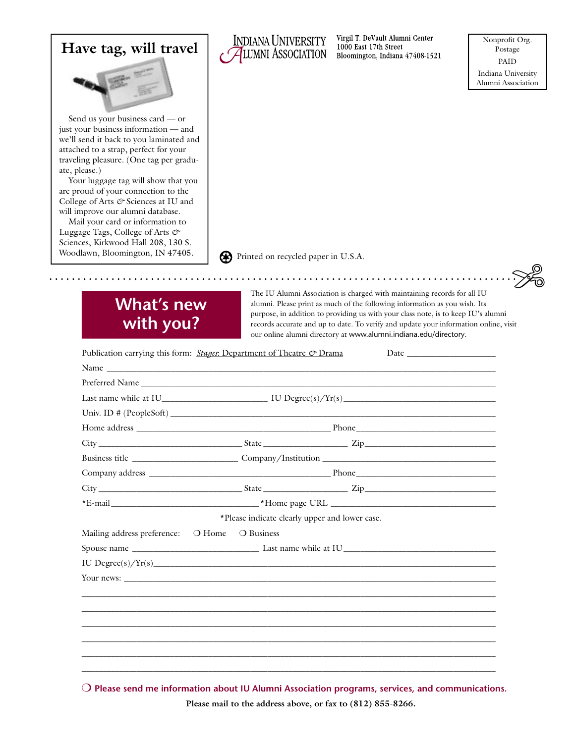## Have tag, will travel

Send us your business card — or just your business information — and we'll send it back to you laminated and attached to a strap, perfect for your traveling pleasure. (One tag per graduate, please.)

Your luggage tag will show that you are proud of your connection to the College of Arts & Sciences at IU and will improve our alumni database.

Mail your card or information to Luggage Tags, College of Arts & Sciences, Kirkwood Hall 208, 130 S. Woodlawn, Bloomington, IN 47405.

INDIANA UNIVERSITY ALUMNI ASSOCIATION

Virgil T. DeVault Alumni Center
1000 East 17th Street
Bloomington, Indiana 47408-1521

Nonprofit Org.
Postage
PAID
Indiana University
Alumni Association

Printed on recycled paper in U.S.A.

## What's new with you?

The IU Alumni Association is charged with maintaining records for all IU alumni. Please print as much of the following information as you wish. Its purpose, in addition to providing us with your class note, is to keep IU's alumni records accurate and up to date. To verify and update your information online, visit our online alumni directory at www.alumni.indiana.edu/directory.

Publication carrying this form: *Stages*: Department of Theatre & Drama  Date ____________

Name ____________________________________________

Preferred Name ____________________________________________

Last name while at IU ______________ IU Degree(s)/Yr(s) ______________

Univ. ID # (PeopleSoft) ____________________________________________

Home address ______________________ Phone ______________

City ______________ State ______________ Zip ______________

Business title ______________ Company/Institution ______________

Company address ______________________ Phone ______________

City ______________ State ______________ Zip ______________

*E-mail ______________ *Home page URL ______________

*Please indicate clearly upper and lower case.

Mailing address preference: ❍ Home ❍ Business

Spouse name ______________ Last name while at IU ______________

IU Degree(s)/Yr(s) ____________________________________________

Your news: ____________________________________________

____________________________________________

____________________________________________

____________________________________________

____________________________________________

____________________________________________

____________________________________________

❍ **Please send me information about IU Alumni Association programs, services, and communications.**

**Please mail to the address above, or fax to (812) 855-8266.**